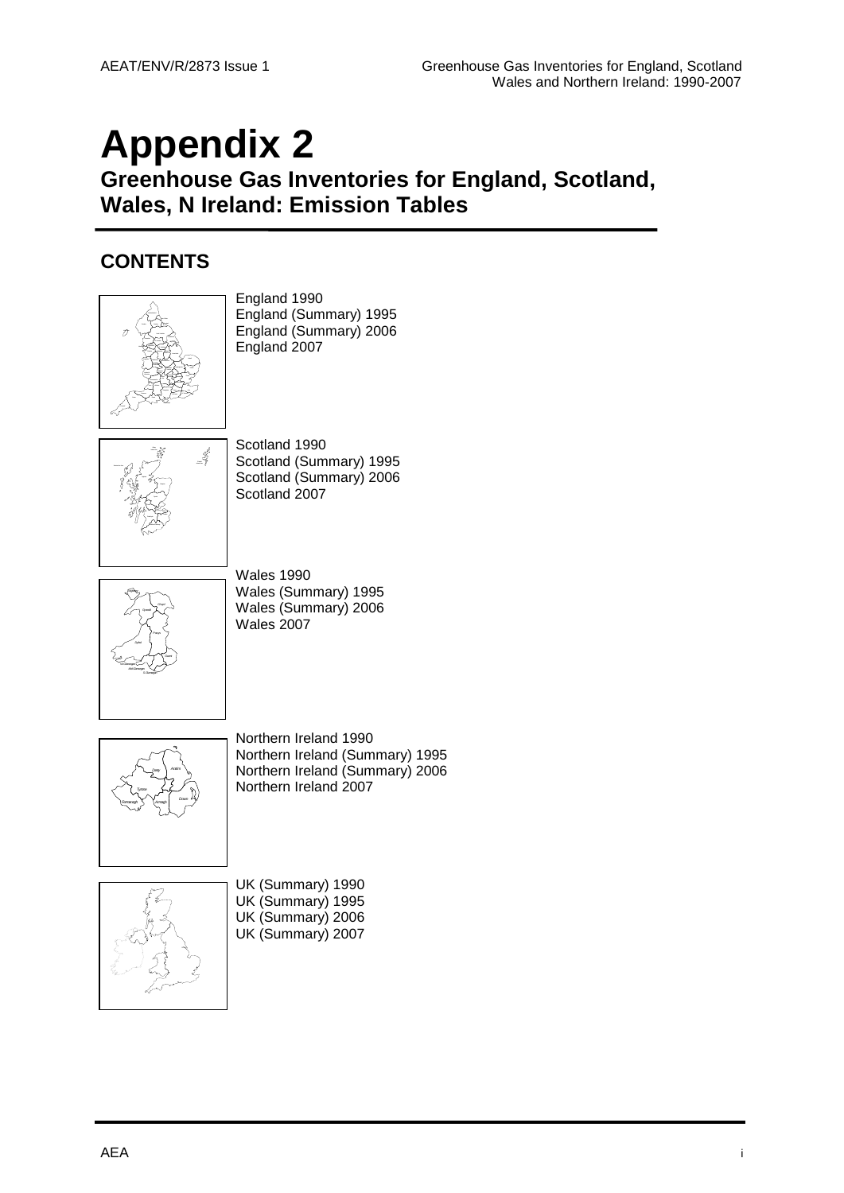# Appendix 2

## Greenhouse Gas Inventories for England, Scotland, Wales, N Ireland: Emission Tables

### CONTENTS

England 1990
England (Summary) 1995
England (Summary) 2006
England 2007

Scotland 1990
Scotland (Summary) 1995
Scotland (Summary) 2006
Scotland 2007

Wales 1990
Wales (Summary) 1995
Wales (Summary) 2006
Wales 2007

Northern Ireland 1990
Northern Ireland (Summary) 1995
Northern Ireland (Summary) 2006
Northern Ireland 2007

UK (Summary) 1990
UK (Summary) 1995
UK (Summary) 2006
UK (Summary) 2007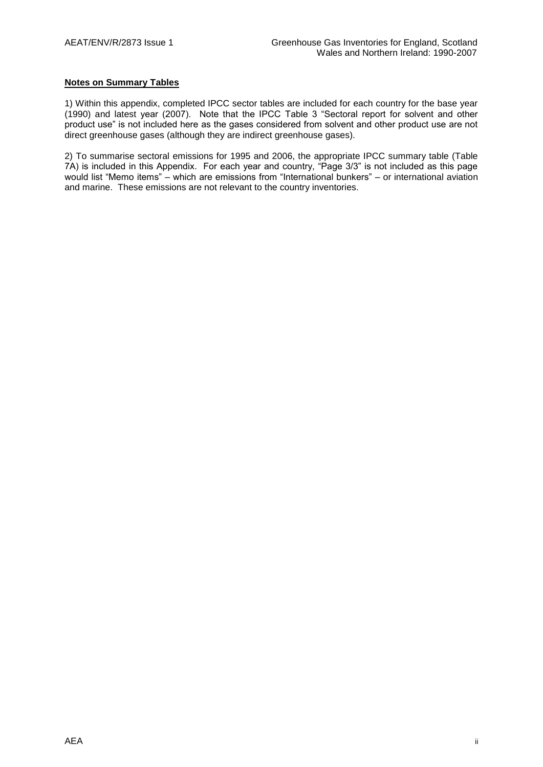**Notes on Summary Tables**

1) Within this appendix, completed IPCC sector tables are included for each country for the base year (1990) and latest year (2007). Note that the IPCC Table 3 “Sectoral report for solvent and other product use” is not included here as the gases considered from solvent and other product use are not direct greenhouse gases (although they are indirect greenhouse gases).

2) To summarise sectoral emissions for 1995 and 2006, the appropriate IPCC summary table (Table 7A) is included in this Appendix. For each year and country, “Page 3/3” is not included as this page would list “Memo items” – which are emissions from “International bunkers” – or international aviation and marine. These emissions are not relevant to the country inventories.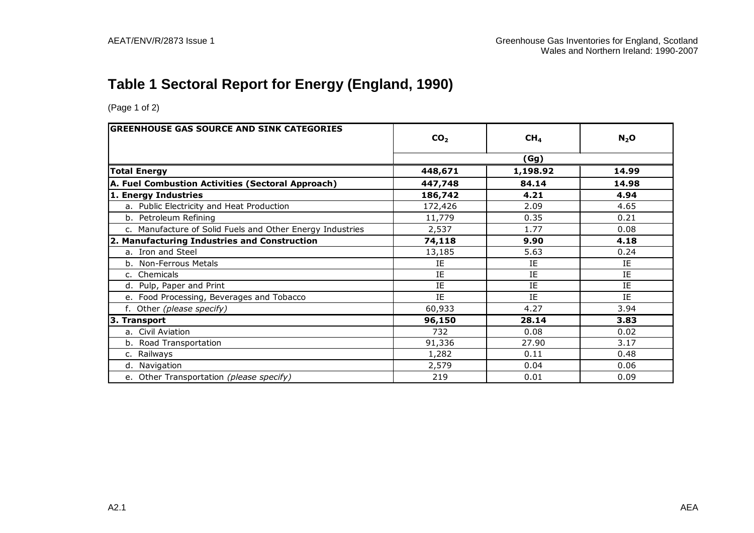# Table 1 Sectoral Report for Energy (England, 1990)

(Page 1 of 2)

| GREENHOUSE GAS SOURCE AND SINK CATEGORIES | $CO_2$ | $CH_4$ | $N_2O$ |
|---|---|---|---|
| | (Gg) | | |
| **Total Energy** | **448,671** | **1,198.92** | **14.99** |
| **A. Fuel Combustion Activities (Sectoral Approach)** | **447,748** | **84.14** | **14.98** |
| **1. Energy Industries** | **186,742** | **4.21** | **4.94** |
| a. Public Electricity and Heat Production | 172,426 | 2.09 | 4.65 |
| b. Petroleum Refining | 11,779 | 0.35 | 0.21 |
| c. Manufacture of Solid Fuels and Other Energy Industries | 2,537 | 1.77 | 0.08 |
| **2. Manufacturing Industries and Construction** | **74,118** | **9.90** | **4.18** |
| a. Iron and Steel | 13,185 | 5.63 | 0.24 |
| b. Non-Ferrous Metals | IE | IE | IE |
| c. Chemicals | IE | IE | IE |
| d. Pulp, Paper and Print | IE | IE | IE |
| e. Food Processing, Beverages and Tobacco | IE | IE | IE |
| f. Other *(please specify)* | 60,933 | 4.27 | 3.94 |
| **3. Transport** | **96,150** | **28.14** | **3.83** |
| a. Civil Aviation | 732 | 0.08 | 0.02 |
| b. Road Transportation | 91,336 | 27.90 | 3.17 |
| c. Railways | 1,282 | 0.11 | 0.48 |
| d. Navigation | 2,579 | 0.04 | 0.06 |
| e. Other Transportation *(please specify)* | 219 | 0.01 | 0.09 |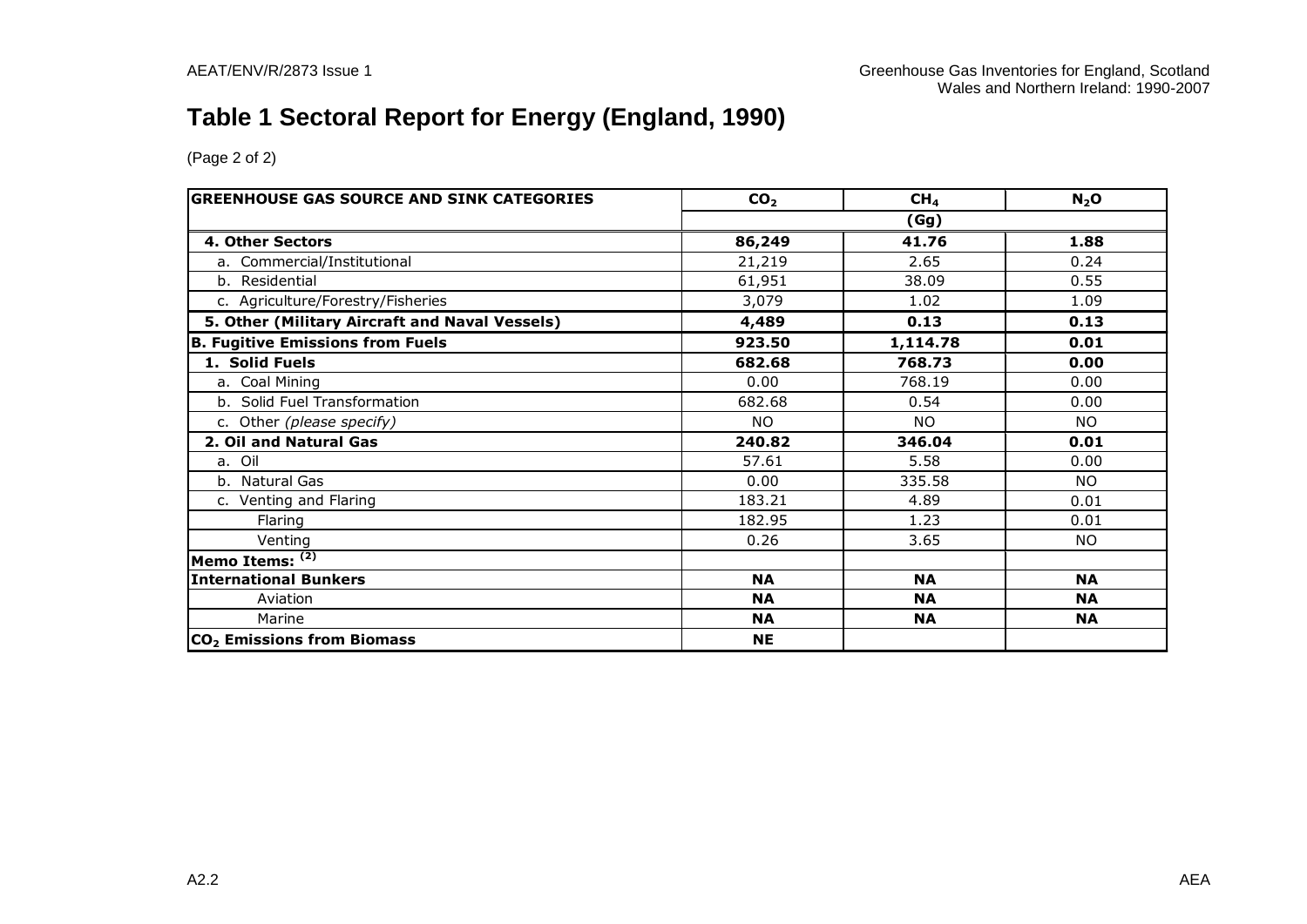# Table 1 Sectoral Report for Energy (England, 1990)

(Page 2 of 2)

| GREENHOUSE GAS SOURCE AND SINK CATEGORIES | $CO_2$ | $CH_4$ | $N_2O$ |
|---|---|---|---|
| | | (Gg) | |
| **4. Other Sectors** | **86,249** | **41.76** | **1.88** |
| a. Commercial/Institutional | 21,219 | 2.65 | 0.24 |
| b. Residential | 61,951 | 38.09 | 0.55 |
| c. Agriculture/Forestry/Fisheries | 3,079 | 1.02 | 1.09 |
| **5. Other (Military Aircraft and Naval Vessels)** | **4,489** | **0.13** | **0.13** |
| **B. Fugitive Emissions from Fuels** | **923.50** | **1,114.78** | **0.01** |
| **1. Solid Fuels** | **682.68** | **768.73** | **0.00** |
| a. Coal Mining | 0.00 | 768.19 | 0.00 |
| b. Solid Fuel Transformation | 682.68 | 0.54 | 0.00 |
| c. Other *(please specify)* | NO | NO | NO |
| **2. Oil and Natural Gas** | **240.82** | **346.04** | **0.01** |
| a. Oil | 57.61 | 5.58 | 0.00 |
| b. Natural Gas | 0.00 | 335.58 | NO |
| c. Venting and Flaring | 183.21 | 4.89 | 0.01 |
| Flaring | 182.95 | 1.23 | 0.01 |
| Venting | 0.26 | 3.65 | NO |
| **Memo Items: (2)** | | | |
| **International Bunkers** | **NA** | **NA** | **NA** |
| Aviation | **NA** | **NA** | **NA** |
| Marine | **NA** | **NA** | **NA** |
| **$CO_2$ Emissions from Biomass** | **NE** | | |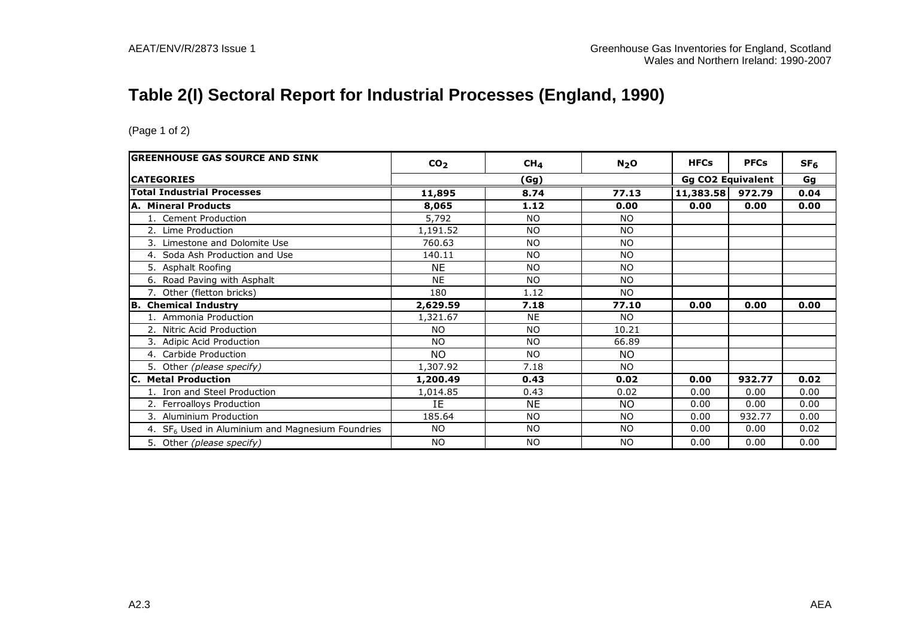# Table 2(I) Sectoral Report for Industrial Processes (England, 1990)

(Page 1 of 2)

| GREENHOUSE GAS SOURCE AND SINK | $CO_2$ | $CH_4$ | $N_2O$ | HFCs | PFCs | $SF_6$ |
|---|---|---|---|---|---|---|
| **CATEGORIES** | (Gg) | | | Gg CO2 Equivalent | | Gg |
| **Total Industrial Processes** | **11,895** | **8.74** | **77.13** | **11,383.58** | **972.79** | **0.04** |
| **A. Mineral Products** | **8,065** | **1.12** | **0.00** | **0.00** | **0.00** | **0.00** |
| 1. Cement Production | 5,792 | NO | NO | | | |
| 2. Lime Production | 1,191.52 | NO | NO | | | |
| 3. Limestone and Dolomite Use | 760.63 | NO | NO | | | |
| 4. Soda Ash Production and Use | 140.11 | NO | NO | | | |
| 5. Asphalt Roofing | NE | NO | NO | | | |
| 6. Road Paving with Asphalt | NE | NO | NO | | | |
| 7. Other (fletton bricks) | 180 | 1.12 | NO | | | |
| **B. Chemical Industry** | **2,629.59** | **7.18** | **77.10** | **0.00** | **0.00** | **0.00** |
| 1. Ammonia Production | 1,321.67 | NE | NO | | | |
| 2. Nitric Acid Production | NO | NO | 10.21 | | | |
| 3. Adipic Acid Production | NO | NO | 66.89 | | | |
| 4. Carbide Production | NO | NO | NO | | | |
| 5. Other *(please specify)* | 1,307.92 | 7.18 | NO | | | |
| **C. Metal Production** | **1,200.49** | **0.43** | **0.02** | **0.00** | **932.77** | **0.02** |
| 1. Iron and Steel Production | 1,014.85 | 0.43 | 0.02 | 0.00 | 0.00 | 0.00 |
| 2. Ferroalloys Production | IE | NE | NO | 0.00 | 0.00 | 0.00 |
| 3. Aluminium Production | 185.64 | NO | NO | 0.00 | 932.77 | 0.00 |
| 4. $SF_6$ Used in Aluminium and Magnesium Foundries | NO | NO | NO | 0.00 | 0.00 | 0.02 |
| 5. Other *(please specify)* | NO | NO | NO | 0.00 | 0.00 | 0.00 |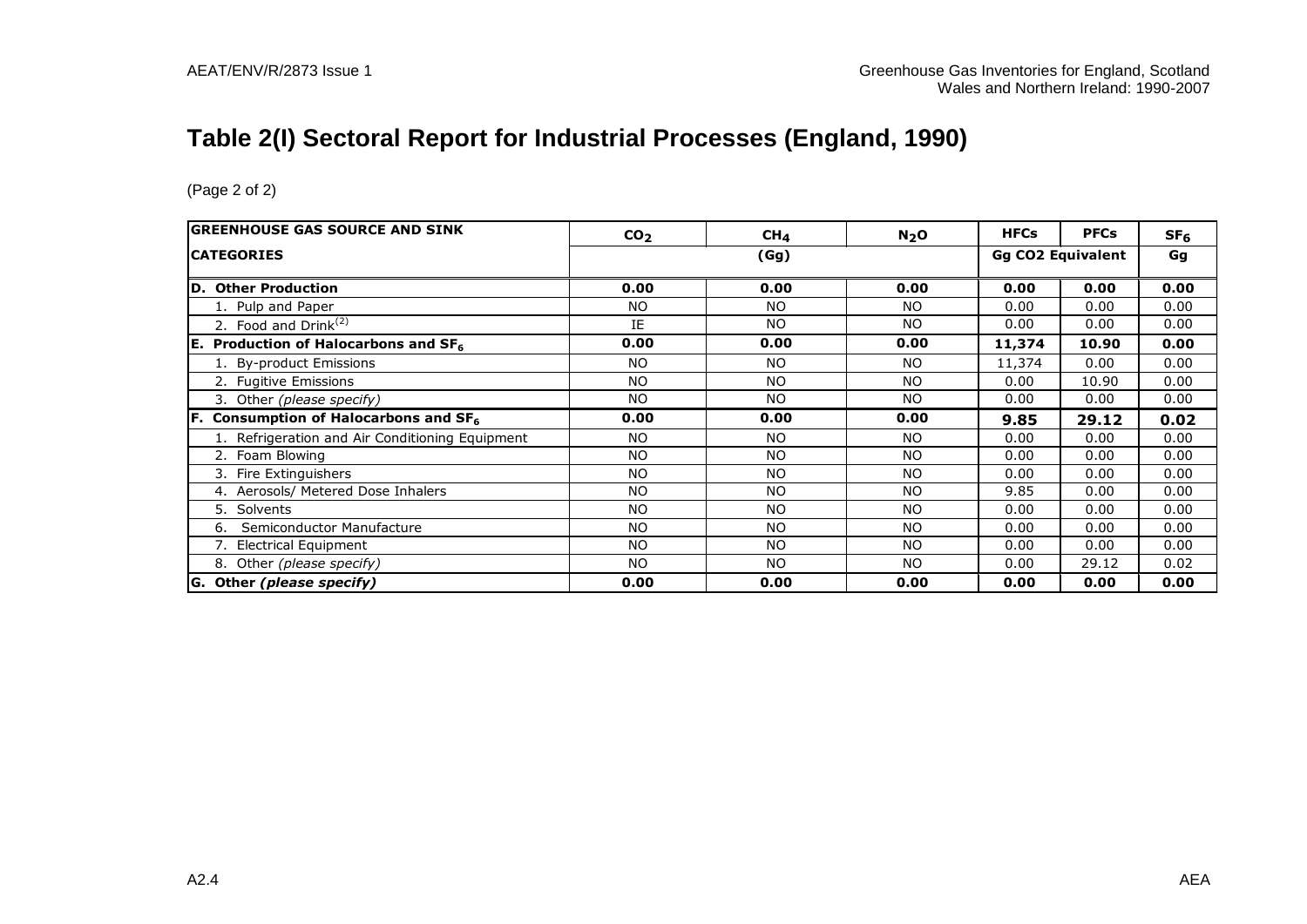# Table 2(I) Sectoral Report for Industrial Processes (England, 1990)

(Page 2 of 2)

| GREENHOUSE GAS SOURCE AND SINK CATEGORIES | $CO_2$ | $CH_4$ | $N_2O$ | HFCs | PFCs | $SF_6$ |
|---|---|---|---|---|---|---|
| | (Gg) | | | Gg CO2 Equivalent | | Gg |
| **D. Other Production** | **0.00** | **0.00** | **0.00** | **0.00** | **0.00** | **0.00** |
| 1. Pulp and Paper | NO | NO | NO | 0.00 | 0.00 | 0.00 |
| 2. Food and Drink[2] | IE | NO | NO | 0.00 | 0.00 | 0.00 |
| **E. Production of Halocarbons and $SF_6$** | **0.00** | **0.00** | **0.00** | **11,374** | **10.90** | **0.00** |
| 1. By-product Emissions | NO | NO | NO | 11,374 | 0.00 | 0.00 |
| 2. Fugitive Emissions | NO | NO | NO | 0.00 | 10.90 | 0.00 |
| 3. Other *(please specify)* | NO | NO | NO | 0.00 | 0.00 | 0.00 |
| **F. Consumption of Halocarbons and $SF_6$** | **0.00** | **0.00** | **0.00** | **9.85** | **29.12** | **0.02** |
| 1. Refrigeration and Air Conditioning Equipment | NO | NO | NO | 0.00 | 0.00 | 0.00 |
| 2. Foam Blowing | NO | NO | NO | 0.00 | 0.00 | 0.00 |
| 3. Fire Extinguishers | NO | NO | NO | 0.00 | 0.00 | 0.00 |
| 4. Aerosols/ Metered Dose Inhalers | NO | NO | NO | 9.85 | 0.00 | 0.00 |
| 5. Solvents | NO | NO | NO | 0.00 | 0.00 | 0.00 |
| 6. Semiconductor Manufacture | NO | NO | NO | 0.00 | 0.00 | 0.00 |
| 7. Electrical Equipment | NO | NO | NO | 0.00 | 0.00 | 0.00 |
| 8. Other *(please specify)* | NO | NO | NO | 0.00 | 29.12 | 0.02 |
| **G. Other *(please specify)*** | **0.00** | **0.00** | **0.00** | **0.00** | **0.00** | **0.00** |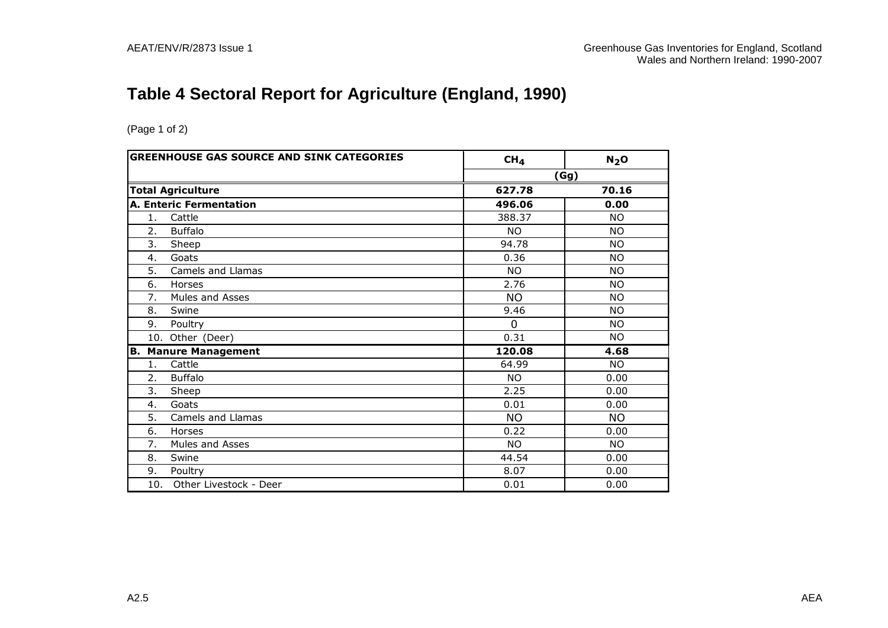# Table 4 Sectoral Report for Agriculture (England, 1990)

(Page 1 of 2)

| GREENHOUSE GAS SOURCE AND SINK CATEGORIES | $CH_4$ | $N_2O$ |
|---|---|---|
| | (Gg) | |
| **Total Agriculture** | **627.78** | **70.16** |
| **A. Enteric Fermentation** | **496.06** | **0.00** |
| 1. Cattle | 388.37 | NO |
| 2. Buffalo | NO | NO |
| 3. Sheep | 94.78 | NO |
| 4. Goats | 0.36 | NO |
| 5. Camels and Llamas | NO | NO |
| 6. Horses | 2.76 | NO |
| 7. Mules and Asses | NO | NO |
| 8. Swine | 9.46 | NO |
| 9. Poultry | 0 | NO |
| 10. Other (Deer) | 0.31 | NO |
| **B. Manure Management** | **120.08** | **4.68** |
| 1. Cattle | 64.99 | NO |
| 2. Buffalo | NO | 0.00 |
| 3. Sheep | 2.25 | 0.00 |
| 4. Goats | 0.01 | 0.00 |
| 5. Camels and Llamas | NO | NO |
| 6. Horses | 0.22 | 0.00 |
| 7. Mules and Asses | NO | NO |
| 8. Swine | 44.54 | 0.00 |
| 9. Poultry | 8.07 | 0.00 |
| 10. Other Livestock - Deer | 0.01 | 0.00 |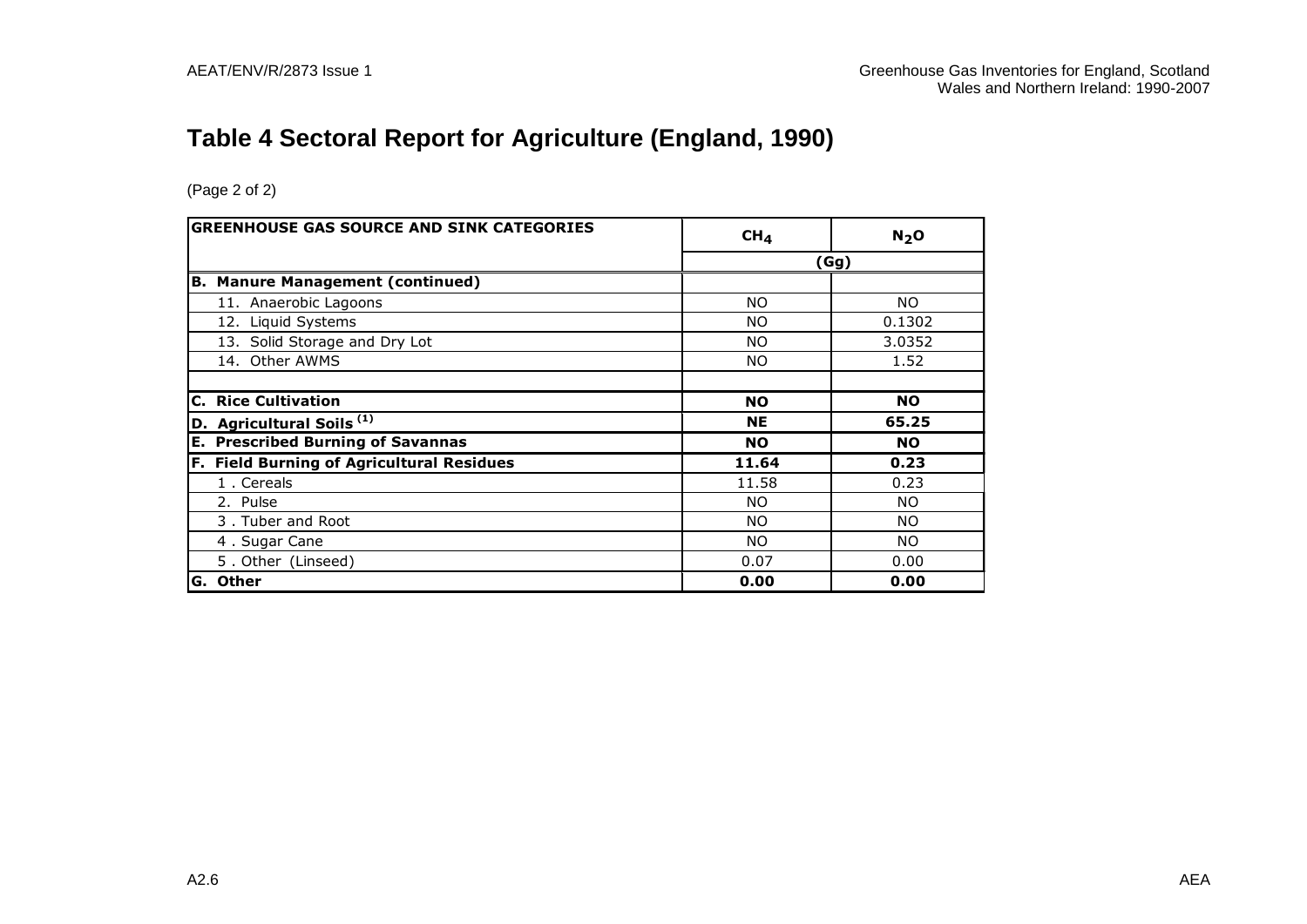# Table 4 Sectoral Report for Agriculture (England, 1990)

(Page 2 of 2)

| GREENHOUSE GAS SOURCE AND SINK CATEGORIES | $CH_4$ | $N_2O$ |
|---|---|---|
| | (Gg) | |
| **B. Manure Management (continued)** | | |
| 11. Anaerobic Lagoons | NO | NO |
| 12. Liquid Systems | NO | 0.1302 |
| 13. Solid Storage and Dry Lot | NO | 3.0352 |
| 14. Other AWMS | NO | 1.52 |
| | | |
| **C. Rice Cultivation** | **NO** | **NO** |
| **D. Agricultural Soils (1)** | **NE** | **65.25** |
| **E. Prescribed Burning of Savannas** | **NO** | **NO** |
| **F. Field Burning of Agricultural Residues** | **11.64** | **0.23** |
| 1 . Cereals | 11.58 | 0.23 |
| 2. Pulse | NO | NO |
| 3 . Tuber and Root | NO | NO |
| 4 . Sugar Cane | NO | NO |
| 5 . Other (Linseed) | 0.07 | 0.00 |
| **G. Other** | **0.00** | **0.00** |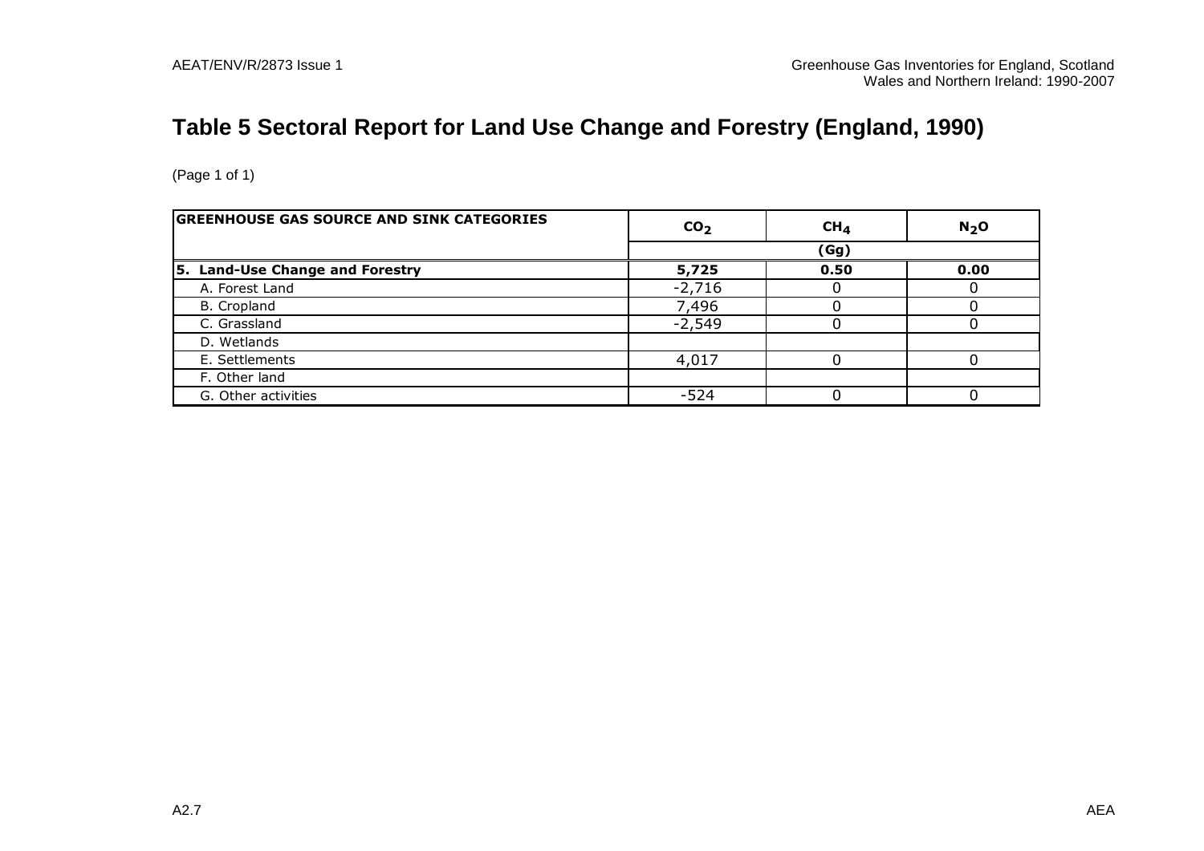# Table 5 Sectoral Report for Land Use Change and Forestry (England, 1990)

(Page 1 of 1)

| GREENHOUSE GAS SOURCE AND SINK CATEGORIES | $CO_2$ | $CH_4$ | $N_2O$ |
|---|---|---|---|
| | (Gg) | | |
| **5. Land-Use Change and Forestry** | **5,725** | **0.50** | **0.00** |
| A. Forest Land | -2,716 | 0 | 0 |
| B. Cropland | 7,496 | 0 | 0 |
| C. Grassland | -2,549 | 0 | 0 |
| D. Wetlands | | | |
| E. Settlements | 4,017 | 0 | 0 |
| F. Other land | | | |
| G. Other activities | -524 | 0 | 0 |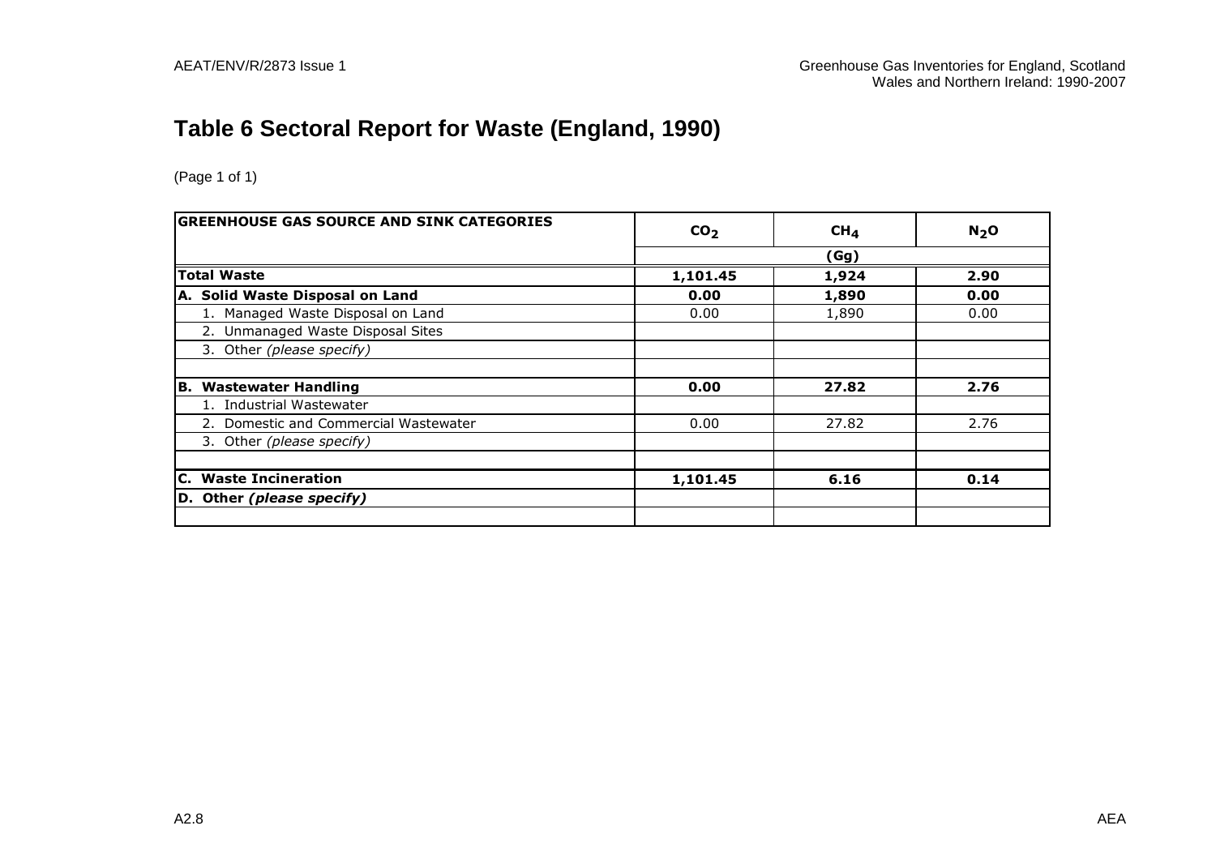# Table 6 Sectoral Report for Waste (England, 1990)

(Page 1 of 1)

| GREENHOUSE GAS SOURCE AND SINK CATEGORIES | $CO_2$ | $CH_4$ | $N_2O$ |
|---|---|---|---|
| | | (Gg) | |
| **Total Waste** | **1,101.45** | **1,924** | **2.90** |
| **A. Solid Waste Disposal on Land** | **0.00** | **1,890** | **0.00** |
| 1. Managed Waste Disposal on Land | 0.00 | 1,890 | 0.00 |
| 2. Unmanaged Waste Disposal Sites | | | |
| 3. Other *(please specify)* | | | |
| | | | |
| **B. Wastewater Handling** | **0.00** | **27.82** | **2.76** |
| 1. Industrial Wastewater | | | |
| 2. Domestic and Commercial Wastewater | 0.00 | 27.82 | 2.76 |
| 3. Other *(please specify)* | | | |
| | | | |
| **C. Waste Incineration** | **1,101.45** | **6.16** | **0.14** |
| **D. Other *(please specify)*** | | | |
| | | | |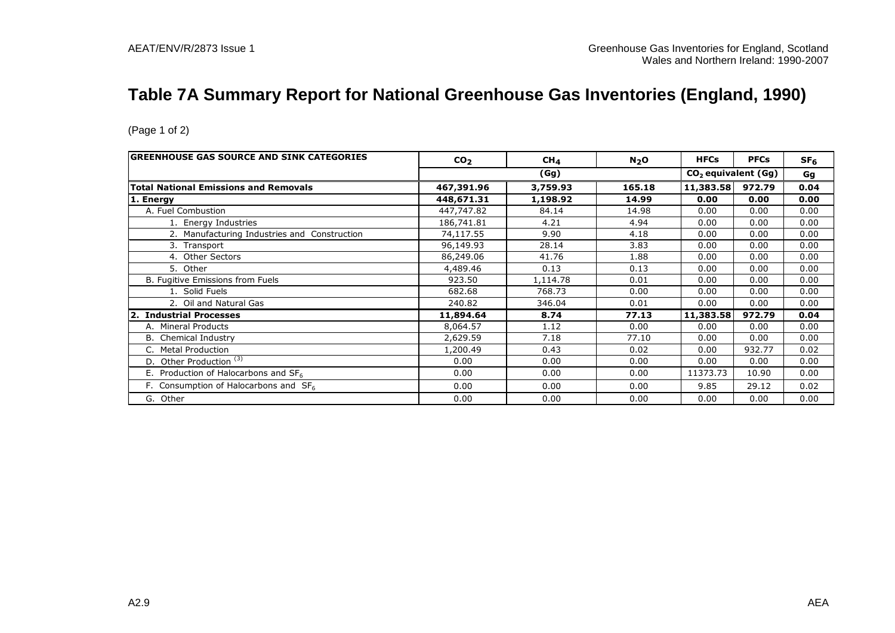# Table 7A Summary Report for National Greenhouse Gas Inventories (England, 1990)

(Page 1 of 2)

| GREENHOUSE GAS SOURCE AND SINK CATEGORIES | $CO_2$ | $CH_4$ | $N_2O$ | HFCs | PFCs | $SF_6$ |
|---|---|---|---|---|---|---|
| | (Gg) | | | $CO_2$ equivalent (Gg) | | Gg |
| **Total National Emissions and Removals** | **467,391.96** | **3,759.93** | **165.18** | **11,383.58** | **972.79** | **0.04** |
| **1. Energy** | **448,671.31** | **1,198.92** | **14.99** | **0.00** | **0.00** | **0.00** |
| A. Fuel Combustion | 447,747.82 | 84.14 | 14.98 | 0.00 | 0.00 | 0.00 |
| 1. Energy Industries | 186,741.81 | 4.21 | 4.94 | 0.00 | 0.00 | 0.00 |
| 2. Manufacturing Industries and Construction | 74,117.55 | 9.90 | 4.18 | 0.00 | 0.00 | 0.00 |
| 3. Transport | 96,149.93 | 28.14 | 3.83 | 0.00 | 0.00 | 0.00 |
| 4. Other Sectors | 86,249.06 | 41.76 | 1.88 | 0.00 | 0.00 | 0.00 |
| 5. Other | 4,489.46 | 0.13 | 0.13 | 0.00 | 0.00 | 0.00 |
| B. Fugitive Emissions from Fuels | 923.50 | 1,114.78 | 0.01 | 0.00 | 0.00 | 0.00 |
| 1. Solid Fuels | 682.68 | 768.73 | 0.00 | 0.00 | 0.00 | 0.00 |
| 2. Oil and Natural Gas | 240.82 | 346.04 | 0.01 | 0.00 | 0.00 | 0.00 |
| **2. Industrial Processes** | **11,894.64** | **8.74** | **77.13** | **11,383.58** | **972.79** | **0.04** |
| A. Mineral Products | 8,064.57 | 1.12 | 0.00 | 0.00 | 0.00 | 0.00 |
| B. Chemical Industry | 2,629.59 | 7.18 | 77.10 | 0.00 | 0.00 | 0.00 |
| C. Metal Production | 1,200.49 | 0.43 | 0.02 | 0.00 | 932.77 | 0.02 |
| D. Other Production [(3)] | 0.00 | 0.00 | 0.00 | 0.00 | 0.00 | 0.00 |
| E. Production of Halocarbons and $SF_6$ | 0.00 | 0.00 | 0.00 | 11373.73 | 10.90 | 0.00 |
| F. Consumption of Halocarbons and $SF_6$ | 0.00 | 0.00 | 0.00 | 9.85 | 29.12 | 0.02 |
| G. Other | 0.00 | 0.00 | 0.00 | 0.00 | 0.00 | 0.00 |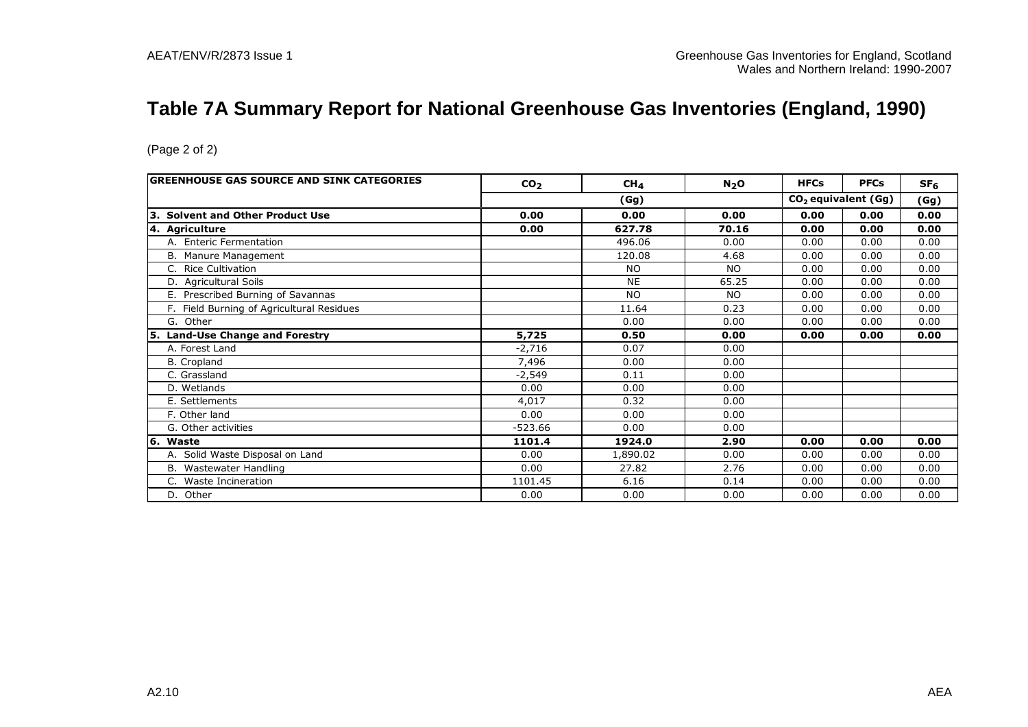# Table 7A Summary Report for National Greenhouse Gas Inventories (England, 1990)

(Page 2 of 2)

| GREENHOUSE GAS SOURCE AND SINK CATEGORIES | $CO_2$ | $CH_4$ | $N_2O$ | HFCs | PFCs | $SF_6$ |
|---|---|---|---|---|---|---|
| | (Gg) | | | $CO_2$ equivalent (Gg) | | (Gg) |
| **3. Solvent and Other Product Use** | **0.00** | **0.00** | **0.00** | **0.00** | **0.00** | **0.00** |
| **4. Agriculture** | **0.00** | **627.78** | **70.16** | **0.00** | **0.00** | **0.00** |
| A. Enteric Fermentation | | 496.06 | 0.00 | 0.00 | 0.00 | 0.00 |
| B. Manure Management | | 120.08 | 4.68 | 0.00 | 0.00 | 0.00 |
| C. Rice Cultivation | | NO | NO | 0.00 | 0.00 | 0.00 |
| D. Agricultural Soils | | NE | 65.25 | 0.00 | 0.00 | 0.00 |
| E. Prescribed Burning of Savannas | | NO | NO | 0.00 | 0.00 | 0.00 |
| F. Field Burning of Agricultural Residues | | 11.64 | 0.23 | 0.00 | 0.00 | 0.00 |
| G. Other | | 0.00 | 0.00 | 0.00 | 0.00 | 0.00 |
| **5. Land-Use Change and Forestry** | **5,725** | **0.50** | **0.00** | **0.00** | **0.00** | **0.00** |
| A. Forest Land | -2,716 | 0.07 | 0.00 | | | |
| B. Cropland | 7,496 | 0.00 | 0.00 | | | |
| C. Grassland | -2,549 | 0.11 | 0.00 | | | |
| D. Wetlands | 0.00 | 0.00 | 0.00 | | | |
| E. Settlements | 4,017 | 0.32 | 0.00 | | | |
| F. Other land | 0.00 | 0.00 | 0.00 | | | |
| G. Other activities | -523.66 | 0.00 | 0.00 | | | |
| **6. Waste** | **1101.4** | **1924.0** | **2.90** | **0.00** | **0.00** | **0.00** |
| A. Solid Waste Disposal on Land | 0.00 | 1,890.02 | 0.00 | 0.00 | 0.00 | 0.00 |
| B. Wastewater Handling | 0.00 | 27.82 | 2.76 | 0.00 | 0.00 | 0.00 |
| C. Waste Incineration | 1101.45 | 6.16 | 0.14 | 0.00 | 0.00 | 0.00 |
| D. Other | 0.00 | 0.00 | 0.00 | 0.00 | 0.00 | 0.00 |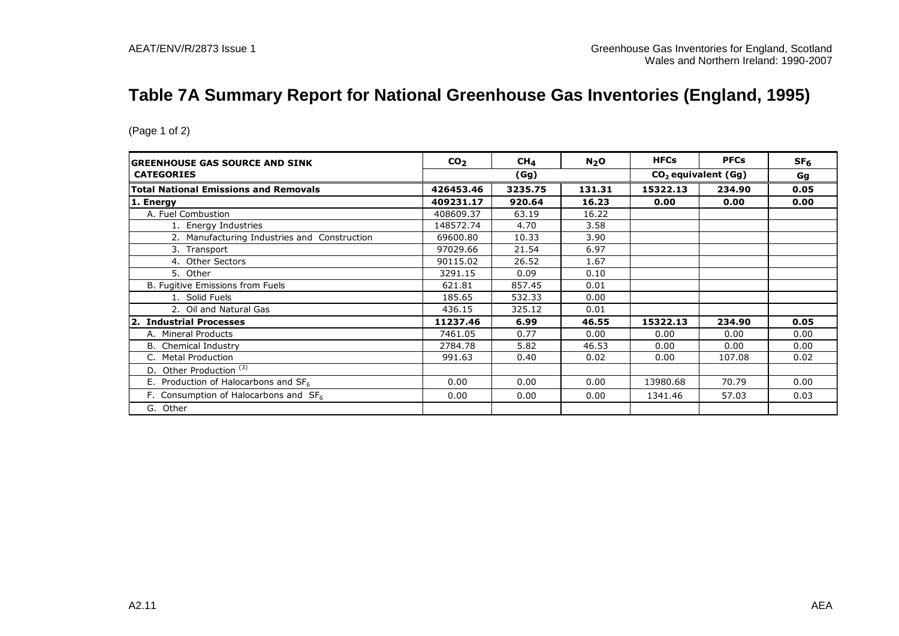# Table 7A Summary Report for National Greenhouse Gas Inventories (England, 1995)

(Page 1 of 2)

| GREENHOUSE GAS SOURCE AND SINK CATEGORIES | $CO_2$ | $CH_4$ | $N_2O$ | HFCs | PFCs | $SF_6$ |
|---|---|---|---|---|---|---|
| | (Gg) | | | $CO_2$ equivalent (Gg) | | Gg |
| **Total National Emissions and Removals** | **426453.46** | **3235.75** | **131.31** | **15322.13** | **234.90** | **0.05** |
| **1. Energy** | **409231.17** | **920.64** | **16.23** | **0.00** | **0.00** | **0.00** |
| A. Fuel Combustion | 408609.37 | 63.19 | 16.22 | | | |
| 1. Energy Industries | 148572.74 | 4.70 | 3.58 | | | |
| 2. Manufacturing Industries and Construction | 69600.80 | 10.33 | 3.90 | | | |
| 3. Transport | 97029.66 | 21.54 | 6.97 | | | |
| 4. Other Sectors | 90115.02 | 26.52 | 1.67 | | | |
| 5. Other | 3291.15 | 0.09 | 0.10 | | | |
| B. Fugitive Emissions from Fuels | 621.81 | 857.45 | 0.01 | | | |
| 1. Solid Fuels | 185.65 | 532.33 | 0.00 | | | |
| 2. Oil and Natural Gas | 436.15 | 325.12 | 0.01 | | | |
| **2. Industrial Processes** | **11237.46** | **6.99** | **46.55** | **15322.13** | **234.90** | **0.05** |
| A. Mineral Products | 7461.05 | 0.77 | 0.00 | 0.00 | 0.00 | 0.00 |
| B. Chemical Industry | 2784.78 | 5.82 | 46.53 | 0.00 | 0.00 | 0.00 |
| C. Metal Production | 991.63 | 0.40 | 0.02 | 0.00 | 107.08 | 0.02 |
| D. Other Production [(3)] | | | | | | |
| E. Production of Halocarbons and $SF_6$ | 0.00 | 0.00 | 0.00 | 13980.68 | 70.79 | 0.00 |
| F. Consumption of Halocarbons and $SF_6$ | 0.00 | 0.00 | 0.00 | 1341.46 | 57.03 | 0.03 |
| G. Other | | | | | | |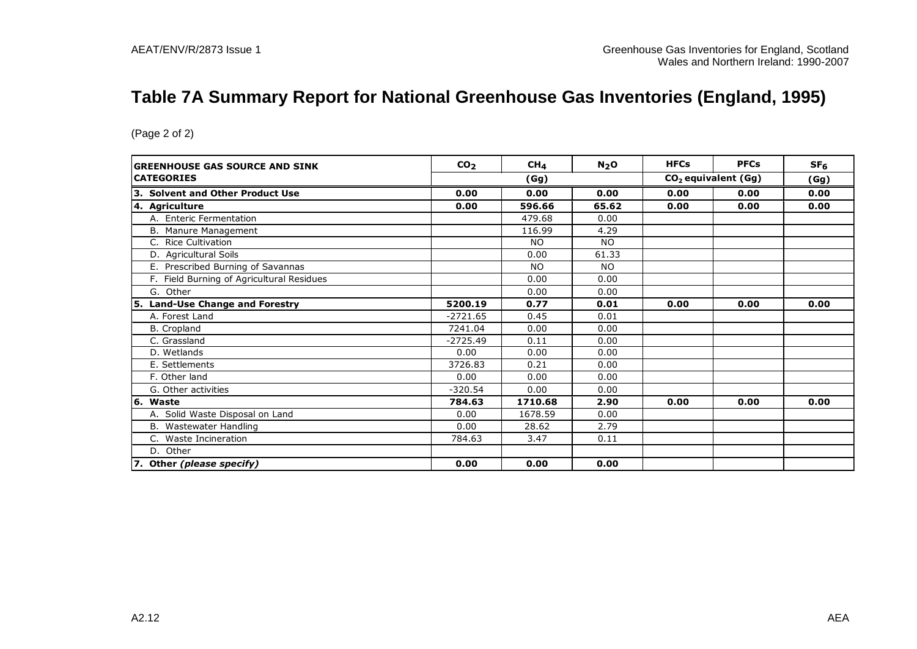# Table 7A Summary Report for National Greenhouse Gas Inventories (England, 1995)

(Page 2 of 2)

| GREENHOUSE GAS SOURCE AND SINK CATEGORIES | $CO_2$ | $CH_4$ | $N_2O$ | HFCs | PFCs | $SF_6$ |
|---|---|---|---|---|---|---|
| | (Gg) | | | $CO_2$ equivalent (Gg) | | (Gg) |
| **3. Solvent and Other Product Use** | **0.00** | **0.00** | **0.00** | **0.00** | **0.00** | **0.00** |
| **4. Agriculture** | **0.00** | **596.66** | **65.62** | **0.00** | **0.00** | **0.00** |
| A. Enteric Fermentation | | 479.68 | 0.00 | | | |
| B. Manure Management | | 116.99 | 4.29 | | | |
| C. Rice Cultivation | | NO | NO | | | |
| D. Agricultural Soils | | 0.00 | 61.33 | | | |
| E. Prescribed Burning of Savannas | | NO | NO | | | |
| F. Field Burning of Agricultural Residues | | 0.00 | 0.00 | | | |
| G. Other | | 0.00 | 0.00 | | | |
| **5. Land-Use Change and Forestry** | **5200.19** | **0.77** | **0.01** | **0.00** | **0.00** | **0.00** |
| A. Forest Land | -2721.65 | 0.45 | 0.01 | | | |
| B. Cropland | 7241.04 | 0.00 | 0.00 | | | |
| C. Grassland | -2725.49 | 0.11 | 0.00 | | | |
| D. Wetlands | 0.00 | 0.00 | 0.00 | | | |
| E. Settlements | 3726.83 | 0.21 | 0.00 | | | |
| F. Other land | 0.00 | 0.00 | 0.00 | | | |
| G. Other activities | -320.54 | 0.00 | 0.00 | | | |
| **6. Waste** | **784.63** | **1710.68** | **2.90** | **0.00** | **0.00** | **0.00** |
| A. Solid Waste Disposal on Land | 0.00 | 1678.59 | 0.00 | | | |
| B. Wastewater Handling | 0.00 | 28.62 | 2.79 | | | |
| C. Waste Incineration | 784.63 | 3.47 | 0.11 | | | |
| D. Other | | | | | | |
| **7. Other *(please specify)*** | **0.00** | **0.00** | **0.00** | | | |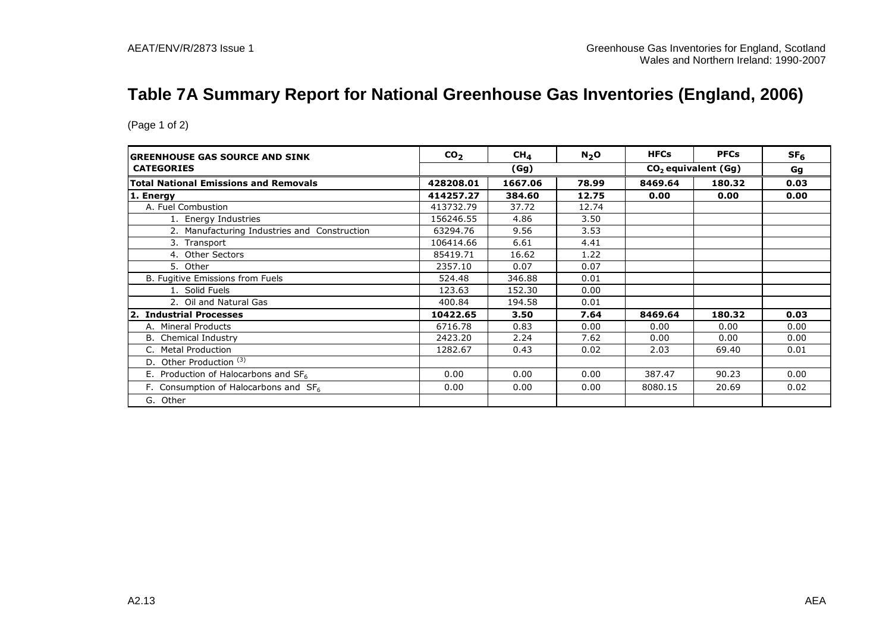# Table 7A Summary Report for National Greenhouse Gas Inventories (England, 2006)

(Page 1 of 2)

| GREENHOUSE GAS SOURCE AND SINK CATEGORIES | $CO_2$ | $CH_4$ | $N_2O$ | HFCs | PFCs | $SF_6$ |
|---|---|---|---|---|---|---|
| | (Gg) | | | $CO_2$ equivalent (Gg) | | Gg |
| **Total National Emissions and Removals** | **428208.01** | **1667.06** | **78.99** | **8469.64** | **180.32** | **0.03** |
| **1. Energy** | **414257.27** | **384.60** | **12.75** | **0.00** | **0.00** | **0.00** |
| A. Fuel Combustion | 413732.79 | 37.72 | 12.74 | | | |
| 1. Energy Industries | 156246.55 | 4.86 | 3.50 | | | |
| 2. Manufacturing Industries and Construction | 63294.76 | 9.56 | 3.53 | | | |
| 3. Transport | 106414.66 | 6.61 | 4.41 | | | |
| 4. Other Sectors | 85419.71 | 16.62 | 1.22 | | | |
| 5. Other | 2357.10 | 0.07 | 0.07 | | | |
| B. Fugitive Emissions from Fuels | 524.48 | 346.88 | 0.01 | | | |
| 1. Solid Fuels | 123.63 | 152.30 | 0.00 | | | |
| 2. Oil and Natural Gas | 400.84 | 194.58 | 0.01 | | | |
| **2. Industrial Processes** | **10422.65** | **3.50** | **7.64** | **8469.64** | **180.32** | **0.03** |
| A. Mineral Products | 6716.78 | 0.83 | 0.00 | 0.00 | 0.00 | 0.00 |
| B. Chemical Industry | 2423.20 | 2.24 | 7.62 | 0.00 | 0.00 | 0.00 |
| C. Metal Production | 1282.67 | 0.43 | 0.02 | 2.03 | 69.40 | 0.01 |
| D. Other Production [(3)] | | | | | | |
| E. Production of Halocarbons and $SF_6$ | 0.00 | 0.00 | 0.00 | 387.47 | 90.23 | 0.00 |
| F. Consumption of Halocarbons and $SF_6$ | 0.00 | 0.00 | 0.00 | 8080.15 | 20.69 | 0.02 |
| G. Other | | | | | | |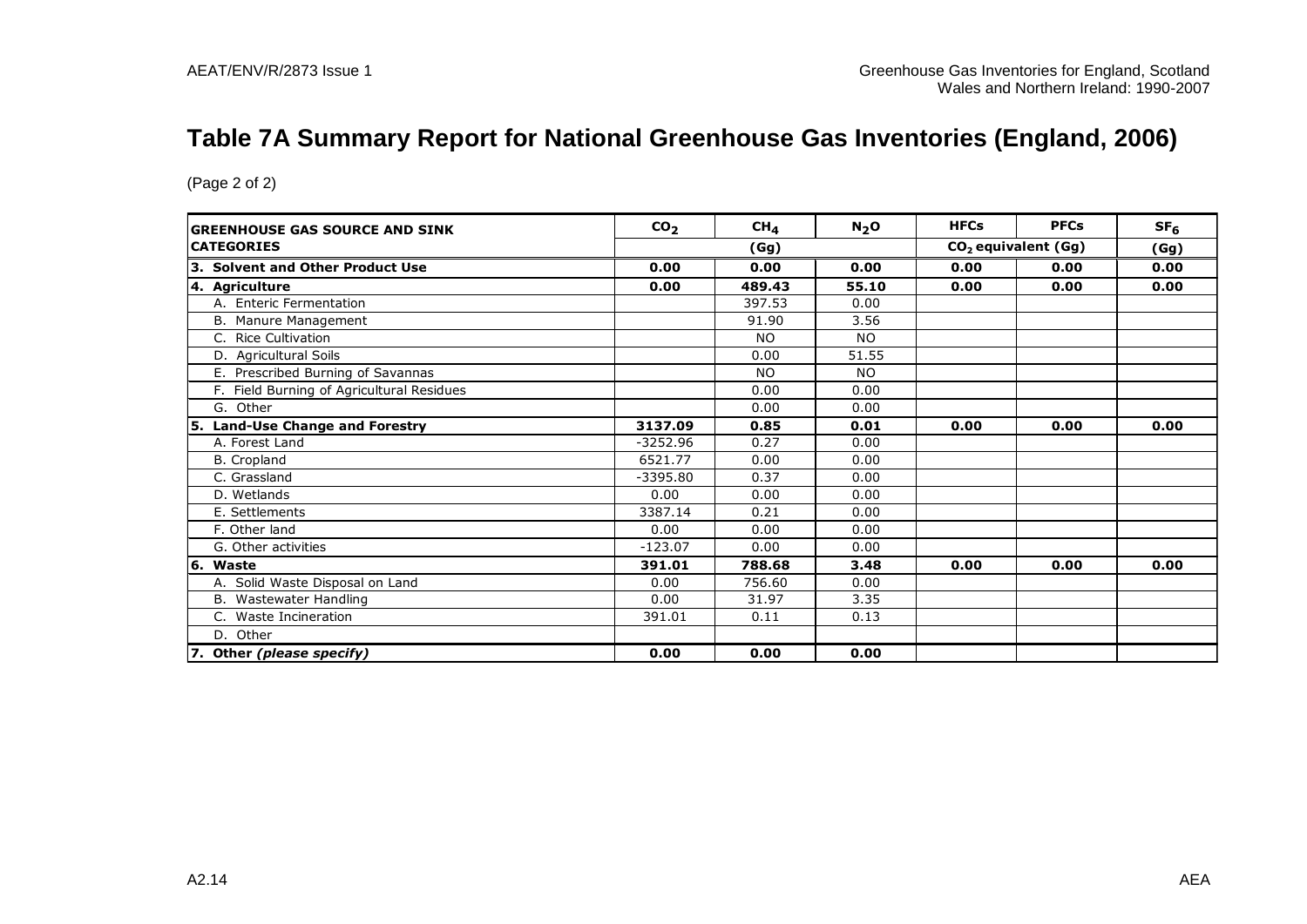# Table 7A Summary Report for National Greenhouse Gas Inventories (England, 2006)

(Page 2 of 2)

| GREENHOUSE GAS SOURCE AND SINK CATEGORIES | $CO_2$ | $CH_4$ | $N_2O$ | HFCs | PFCs | $SF_6$ |
|---|---|---|---|---|---|---|
| | (Gg) | | | $CO_2$ equivalent (Gg) | | (Gg) |
| **3. Solvent and Other Product Use** | **0.00** | **0.00** | **0.00** | **0.00** | **0.00** | **0.00** |
| **4. Agriculture** | **0.00** | **489.43** | **55.10** | **0.00** | **0.00** | **0.00** |
| A. Enteric Fermentation | | 397.53 | 0.00 | | | |
| B. Manure Management | | 91.90 | 3.56 | | | |
| C. Rice Cultivation | | NO | NO | | | |
| D. Agricultural Soils | | 0.00 | 51.55 | | | |
| E. Prescribed Burning of Savannas | | NO | NO | | | |
| F. Field Burning of Agricultural Residues | | 0.00 | 0.00 | | | |
| G. Other | | 0.00 | 0.00 | | | |
| **5. Land-Use Change and Forestry** | **3137.09** | **0.85** | **0.01** | **0.00** | **0.00** | **0.00** |
| A. Forest Land | -3252.96 | 0.27 | 0.00 | | | |
| B. Cropland | 6521.77 | 0.00 | 0.00 | | | |
| C. Grassland | -3395.80 | 0.37 | 0.00 | | | |
| D. Wetlands | 0.00 | 0.00 | 0.00 | | | |
| E. Settlements | 3387.14 | 0.21 | 0.00 | | | |
| F. Other land | 0.00 | 0.00 | 0.00 | | | |
| G. Other activities | -123.07 | 0.00 | 0.00 | | | |
| **6. Waste** | **391.01** | **788.68** | **3.48** | **0.00** | **0.00** | **0.00** |
| A. Solid Waste Disposal on Land | 0.00 | 756.60 | 0.00 | | | |
| B. Wastewater Handling | 0.00 | 31.97 | 3.35 | | | |
| C. Waste Incineration | 391.01 | 0.11 | 0.13 | | | |
| D. Other | | | | | | |
| **7. Other *(please specify)*** | **0.00** | **0.00** | **0.00** | | | |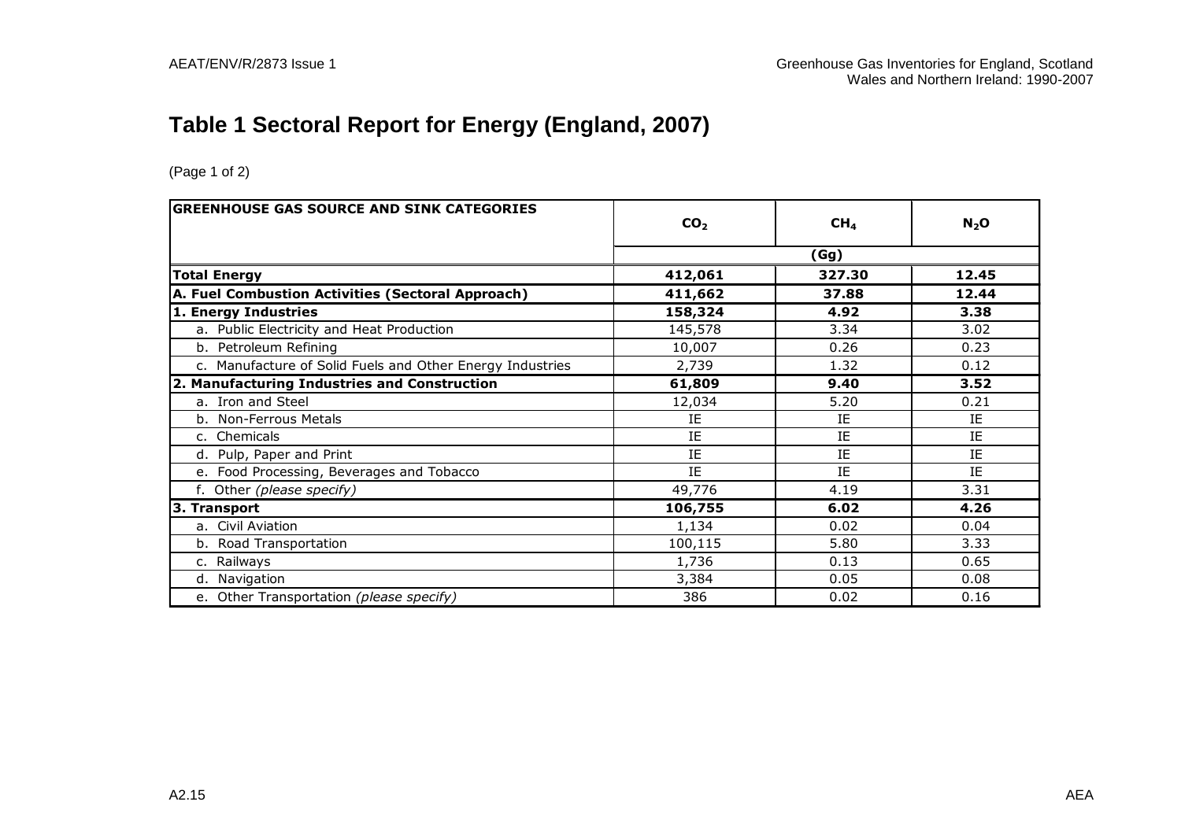# Table 1 Sectoral Report for Energy (England, 2007)

(Page 1 of 2)

| GREENHOUSE GAS SOURCE AND SINK CATEGORIES | $CO_2$ | $CH_4$ | $N_2O$ |
|---|---|---|---|
| | (Gg) | | |
| **Total Energy** | **412,061** | **327.30** | **12.45** |
| **A. Fuel Combustion Activities (Sectoral Approach)** | **411,662** | **37.88** | **12.44** |
| **1. Energy Industries** | **158,324** | **4.92** | **3.38** |
| a. Public Electricity and Heat Production | 145,578 | 3.34 | 3.02 |
| b. Petroleum Refining | 10,007 | 0.26 | 0.23 |
| c. Manufacture of Solid Fuels and Other Energy Industries | 2,739 | 1.32 | 0.12 |
| **2. Manufacturing Industries and Construction** | **61,809** | **9.40** | **3.52** |
| a. Iron and Steel | 12,034 | 5.20 | 0.21 |
| b. Non-Ferrous Metals | IE | IE | IE |
| c. Chemicals | IE | IE | IE |
| d. Pulp, Paper and Print | IE | IE | IE |
| e. Food Processing, Beverages and Tobacco | IE | IE | IE |
| f. Other *(please specify)* | 49,776 | 4.19 | 3.31 |
| **3. Transport** | **106,755** | **6.02** | **4.26** |
| a. Civil Aviation | 1,134 | 0.02 | 0.04 |
| b. Road Transportation | 100,115 | 5.80 | 3.33 |
| c. Railways | 1,736 | 0.13 | 0.65 |
| d. Navigation | 3,384 | 0.05 | 0.08 |
| e. Other Transportation *(please specify)* | 386 | 0.02 | 0.16 |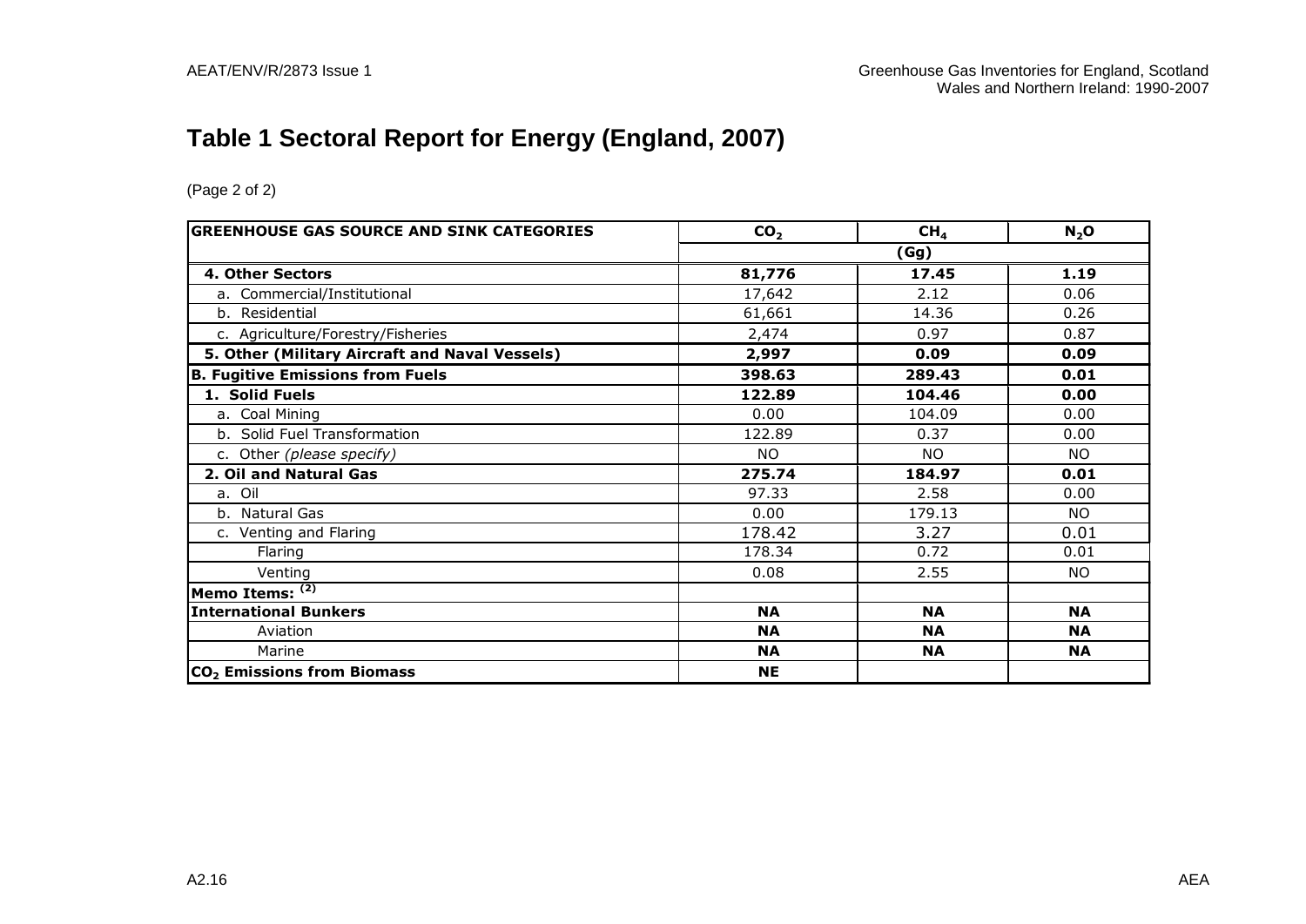## Table 1 Sectoral Report for Energy (England, 2007)

(Page 2 of 2)

| GREENHOUSE GAS SOURCE AND SINK CATEGORIES | $CO_2$ | $CH_4$ | $N_2O$ |
|---|---|---|---|
| | (Gg) | | |
| **4. Other Sectors** | **81,776** | **17.45** | **1.19** |
| a. Commercial/Institutional | 17,642 | 2.12 | 0.06 |
| b. Residential | 61,661 | 14.36 | 0.26 |
| c. Agriculture/Forestry/Fisheries | 2,474 | 0.97 | 0.87 |
| **5. Other (Military Aircraft and Naval Vessels)** | **2,997** | **0.09** | **0.09** |
| **B. Fugitive Emissions from Fuels** | **398.63** | **289.43** | **0.01** |
| **1. Solid Fuels** | **122.89** | **104.46** | **0.00** |
| a. Coal Mining | 0.00 | 104.09 | 0.00 |
| b. Solid Fuel Transformation | 122.89 | 0.37 | 0.00 |
| c. Other *(please specify)* | NO | NO | NO |
| **2. Oil and Natural Gas** | **275.74** | **184.97** | **0.01** |
| a. Oil | 97.33 | 2.58 | 0.00 |
| b. Natural Gas | 0.00 | 179.13 | NO |
| c. Venting and Flaring | 178.42 | 3.27 | 0.01 |
| Flaring | 178.34 | 0.72 | 0.01 |
| Venting | 0.08 | 2.55 | NO |
| **Memo Items: (2)** | | | |
| **International Bunkers** | **NA** | **NA** | **NA** |
| Aviation | **NA** | **NA** | **NA** |
| Marine | **NA** | **NA** | **NA** |
| **$CO_2$ Emissions from Biomass** | **NE** | | |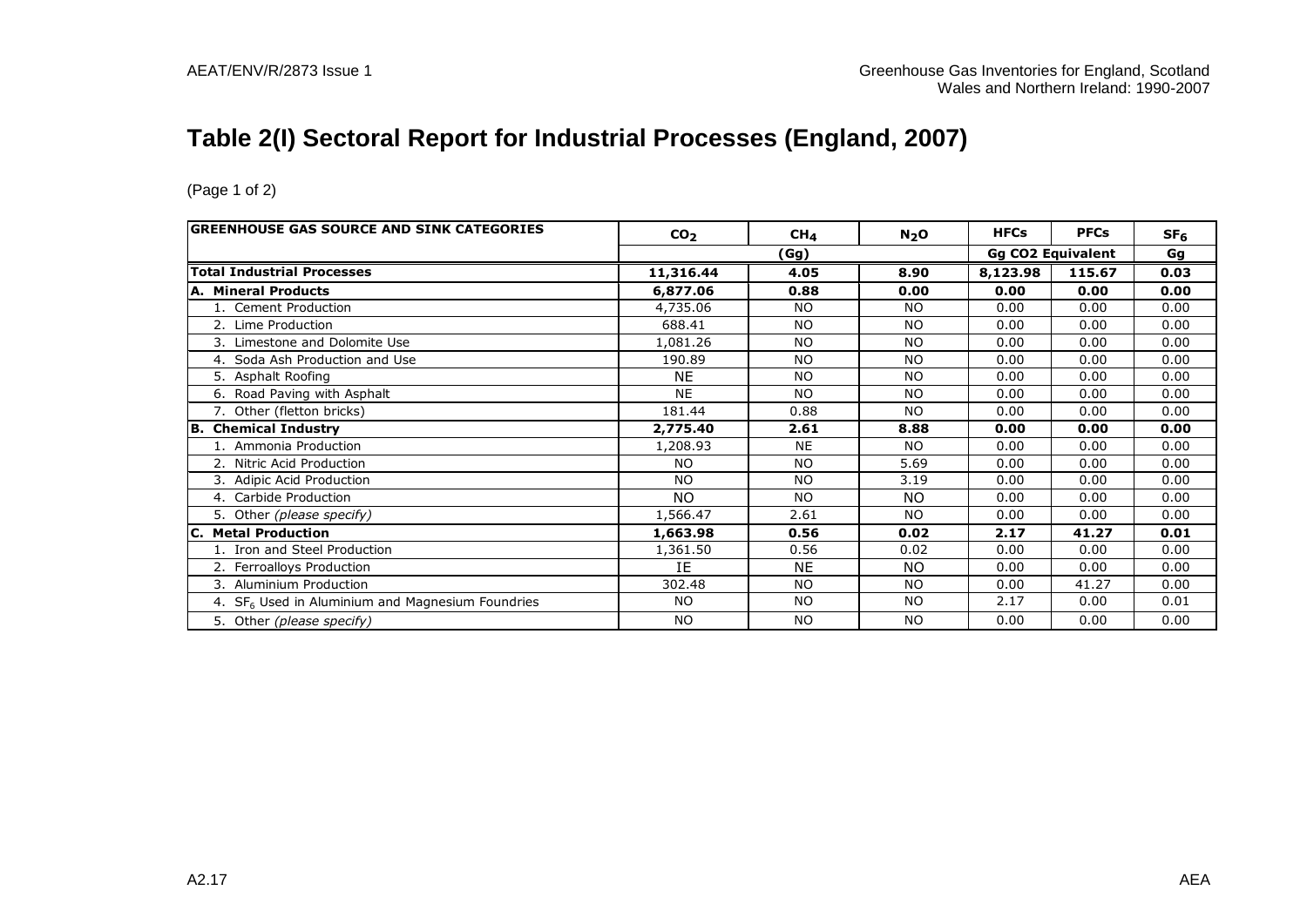# Table 2(I) Sectoral Report for Industrial Processes (England, 2007)

(Page 1 of 2)

| GREENHOUSE GAS SOURCE AND SINK CATEGORIES | $CO_2$ | $CH_4$ | $N_2O$ | HFCs | PFCs | $SF_6$ |
|---|---|---|---|---|---|---|
| | (Gg) | | | Gg CO2 Equivalent | | Gg |
| **Total Industrial Processes** | **11,316.44** | **4.05** | **8.90** | **8,123.98** | **115.67** | **0.03** |
| **A. Mineral Products** | **6,877.06** | **0.88** | **0.00** | **0.00** | **0.00** | **0.00** |
| 1. Cement Production | 4,735.06 | NO | NO | 0.00 | 0.00 | 0.00 |
| 2. Lime Production | 688.41 | NO | NO | 0.00 | 0.00 | 0.00 |
| 3. Limestone and Dolomite Use | 1,081.26 | NO | NO | 0.00 | 0.00 | 0.00 |
| 4. Soda Ash Production and Use | 190.89 | NO | NO | 0.00 | 0.00 | 0.00 |
| 5. Asphalt Roofing | NE | NO | NO | 0.00 | 0.00 | 0.00 |
| 6. Road Paving with Asphalt | NE | NO | NO | 0.00 | 0.00 | 0.00 |
| 7. Other (fletton bricks) | 181.44 | 0.88 | NO | 0.00 | 0.00 | 0.00 |
| **B. Chemical Industry** | **2,775.40** | **2.61** | **8.88** | **0.00** | **0.00** | **0.00** |
| 1. Ammonia Production | 1,208.93 | NE | NO | 0.00 | 0.00 | 0.00 |
| 2. Nitric Acid Production | NO | NO | 5.69 | 0.00 | 0.00 | 0.00 |
| 3. Adipic Acid Production | NO | NO | 3.19 | 0.00 | 0.00 | 0.00 |
| 4. Carbide Production | NO | NO | NO | 0.00 | 0.00 | 0.00 |
| 5. Other *(please specify)* | 1,566.47 | 2.61 | NO | 0.00 | 0.00 | 0.00 |
| **C. Metal Production** | **1,663.98** | **0.56** | **0.02** | **2.17** | **41.27** | **0.01** |
| 1. Iron and Steel Production | 1,361.50 | 0.56 | 0.02 | 0.00 | 0.00 | 0.00 |
| 2. Ferroalloys Production | IE | NE | NO | 0.00 | 0.00 | 0.00 |
| 3. Aluminium Production | 302.48 | NO | NO | 0.00 | 41.27 | 0.00 |
| 4. $SF_6$ Used in Aluminium and Magnesium Foundries | NO | NO | NO | 2.17 | 0.00 | 0.01 |
| 5. Other *(please specify)* | NO | NO | NO | 0.00 | 0.00 | 0.00 |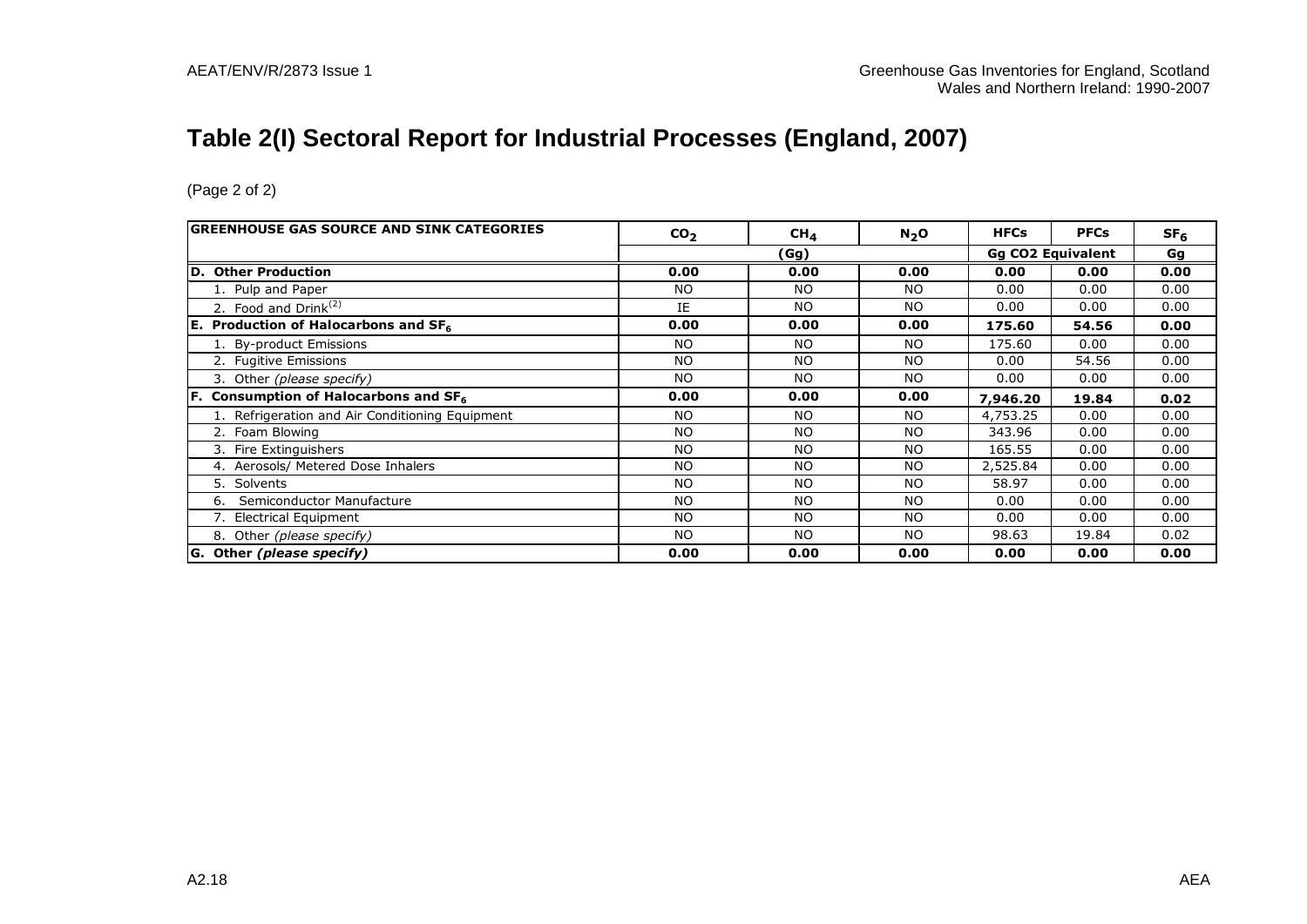# Table 2(I) Sectoral Report for Industrial Processes (England, 2007)

(Page 2 of 2)

| GREENHOUSE GAS SOURCE AND SINK CATEGORIES | $CO_2$ | $CH_4$ | $N_2O$ | HFCs | PFCs | $SF_6$ |
|---|---|---|---|---|---|---|
| | (Gg) | | | Gg CO2 Equivalent | | Gg |
| **D. Other Production** | **0.00** | **0.00** | **0.00** | **0.00** | **0.00** | **0.00** |
| 1. Pulp and Paper | NO | NO | NO | 0.00 | 0.00 | 0.00 |
| 2. Food and Drink[(2)] | IE | NO | NO | 0.00 | 0.00 | 0.00 |
| **E. Production of Halocarbons and $SF_6$** | **0.00** | **0.00** | **0.00** | **175.60** | **54.56** | **0.00** |
| 1. By-product Emissions | NO | NO | NO | 175.60 | 0.00 | 0.00 |
| 2. Fugitive Emissions | NO | NO | NO | 0.00 | 54.56 | 0.00 |
| 3. Other *(please specify)* | NO | NO | NO | 0.00 | 0.00 | 0.00 |
| **F. Consumption of Halocarbons and $SF_6$** | **0.00** | **0.00** | **0.00** | **7,946.20** | **19.84** | **0.02** |
| 1. Refrigeration and Air Conditioning Equipment | NO | NO | NO | 4,753.25 | 0.00 | 0.00 |
| 2. Foam Blowing | NO | NO | NO | 343.96 | 0.00 | 0.00 |
| 3. Fire Extinguishers | NO | NO | NO | 165.55 | 0.00 | 0.00 |
| 4. Aerosols/ Metered Dose Inhalers | NO | NO | NO | 2,525.84 | 0.00 | 0.00 |
| 5. Solvents | NO | NO | NO | 58.97 | 0.00 | 0.00 |
| 6. Semiconductor Manufacture | NO | NO | NO | 0.00 | 0.00 | 0.00 |
| 7. Electrical Equipment | NO | NO | NO | 0.00 | 0.00 | 0.00 |
| 8. Other *(please specify)* | NO | NO | NO | 98.63 | 19.84 | 0.02 |
| **G. Other *(please specify)*** | **0.00** | **0.00** | **0.00** | **0.00** | **0.00** | **0.00** |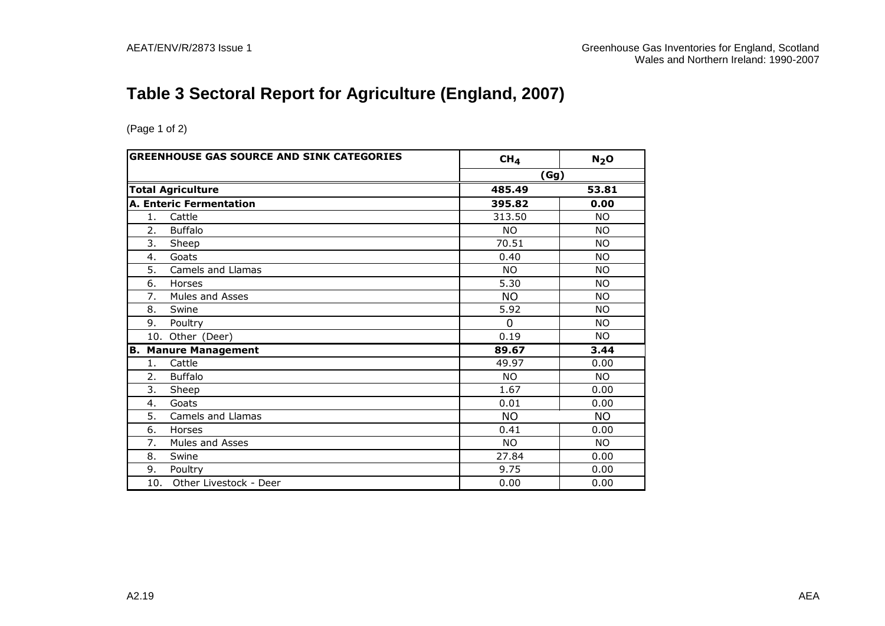# Table 3 Sectoral Report for Agriculture (England, 2007)

(Page 1 of 2)

| GREENHOUSE GAS SOURCE AND SINK CATEGORIES | $CH_4$ | $N_2O$ |
|---|---|---|
| | (Gg) | |
| **Total Agriculture** | **485.49** | **53.81** |
| **A. Enteric Fermentation** | **395.82** | **0.00** |
| 1. Cattle | 313.50 | NO |
| 2. Buffalo | NO | NO |
| 3. Sheep | 70.51 | NO |
| 4. Goats | 0.40 | NO |
| 5. Camels and Llamas | NO | NO |
| 6. Horses | 5.30 | NO |
| 7. Mules and Asses | NO | NO |
| 8. Swine | 5.92 | NO |
| 9. Poultry | 0 | NO |
| 10. Other (Deer) | 0.19 | NO |
| **B. Manure Management** | **89.67** | **3.44** |
| 1. Cattle | 49.97 | 0.00 |
| 2. Buffalo | NO | NO |
| 3. Sheep | 1.67 | 0.00 |
| 4. Goats | 0.01 | 0.00 |
| 5. Camels and Llamas | NO | NO |
| 6. Horses | 0.41 | 0.00 |
| 7. Mules and Asses | NO | NO |
| 8. Swine | 27.84 | 0.00 |
| 9. Poultry | 9.75 | 0.00 |
| 10. Other Livestock - Deer | 0.00 | 0.00 |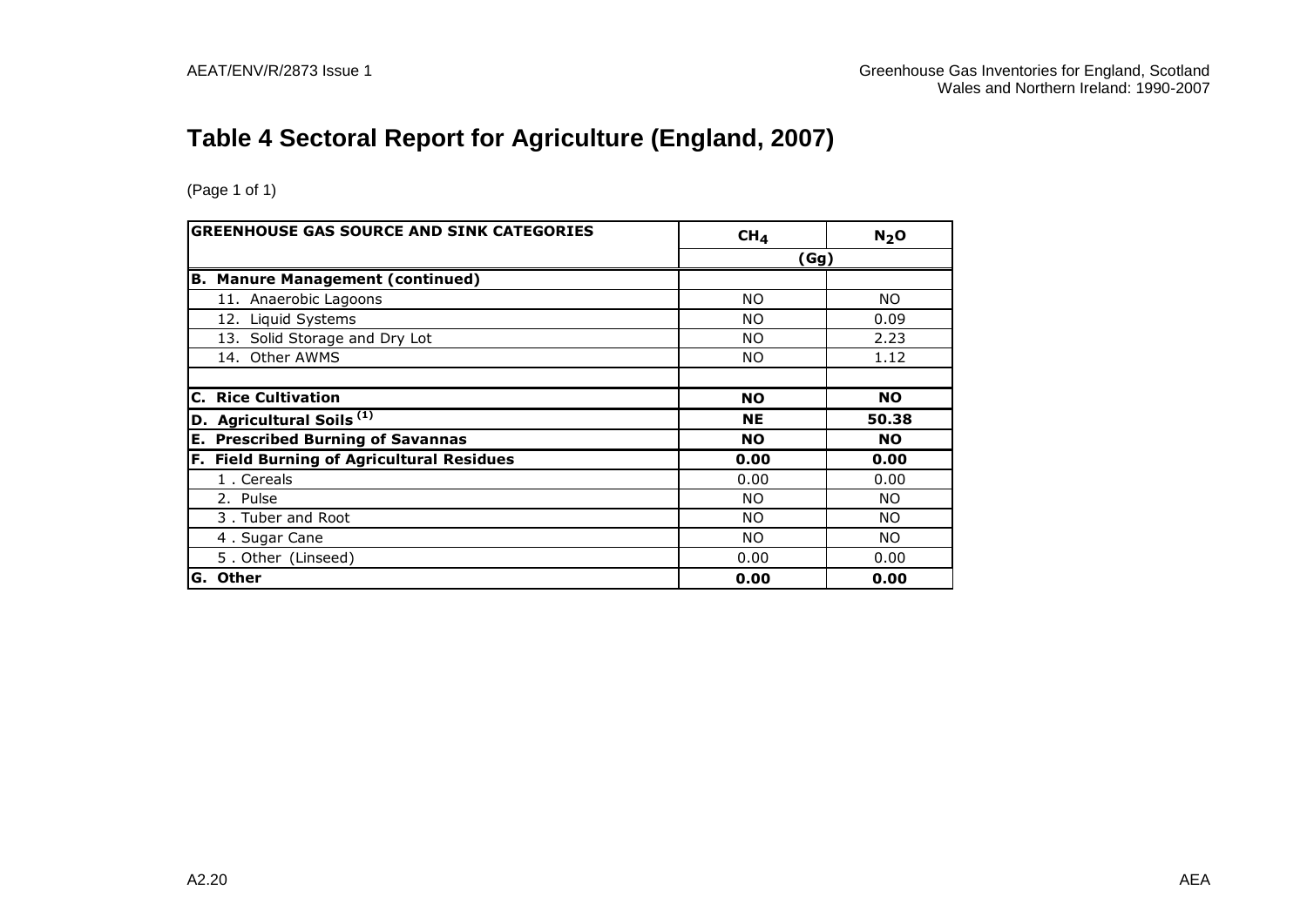## Table 4 Sectoral Report for Agriculture (England, 2007)

(Page 1 of 1)

| GREENHOUSE GAS SOURCE AND SINK CATEGORIES | $CH_4$ | $N_2O$ |
|---|---|---|
| | (Gg) | |
| **B. Manure Management (continued)** | | |
| 11. Anaerobic Lagoons | NO | NO |
| 12. Liquid Systems | NO | 0.09 |
| 13. Solid Storage and Dry Lot | NO | 2.23 |
| 14. Other AWMS | NO | 1.12 |
| | | |
| **C. Rice Cultivation** | **NO** | **NO** |
| **D. Agricultural Soils [1]** | **NE** | **50.38** |
| **E. Prescribed Burning of Savannas** | **NO** | **NO** |
| **F. Field Burning of Agricultural Residues** | **0.00** | **0.00** |
| 1 . Cereals | 0.00 | 0.00 |
| 2. Pulse | NO | NO |
| 3 . Tuber and Root | NO | NO |
| 4 . Sugar Cane | NO | NO |
| 5 . Other (Linseed) | 0.00 | 0.00 |
| **G. Other** | **0.00** | **0.00** |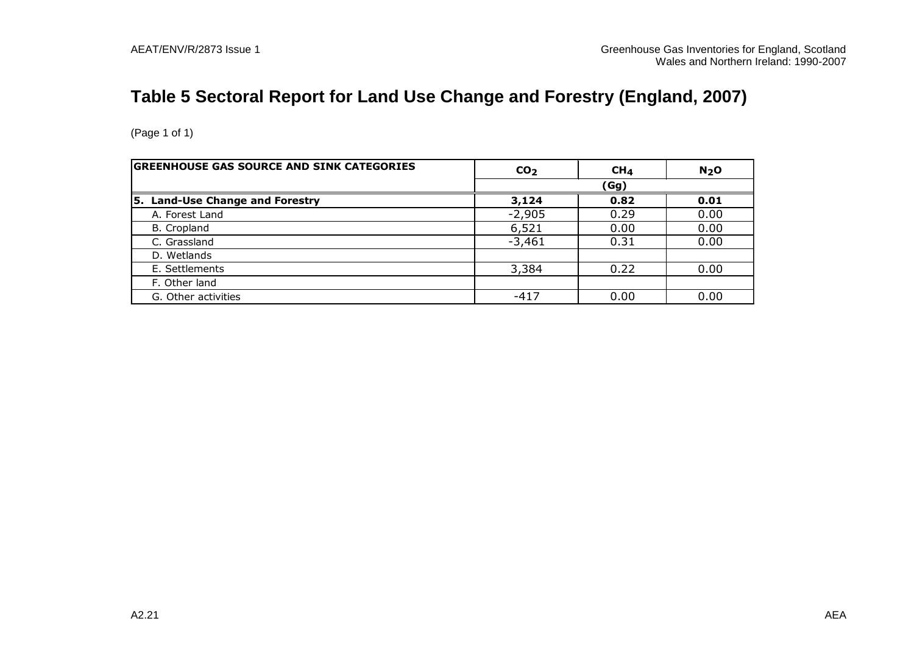# Table 5 Sectoral Report for Land Use Change and Forestry (England, 2007)

(Page 1 of 1)

| GREENHOUSE GAS SOURCE AND SINK CATEGORIES | $CO_2$ | $CH_4$ | $N_2O$ |
|---|---|---|---|
| | (Gg) | | |
| **5. Land-Use Change and Forestry** | **3,124** | **0.82** | **0.01** |
| A. Forest Land | -2,905 | 0.29 | 0.00 |
| B. Cropland | 6,521 | 0.00 | 0.00 |
| C. Grassland | -3,461 | 0.31 | 0.00 |
| D. Wetlands | | | |
| E. Settlements | 3,384 | 0.22 | 0.00 |
| F. Other land | | | |
| G. Other activities | -417 | 0.00 | 0.00 |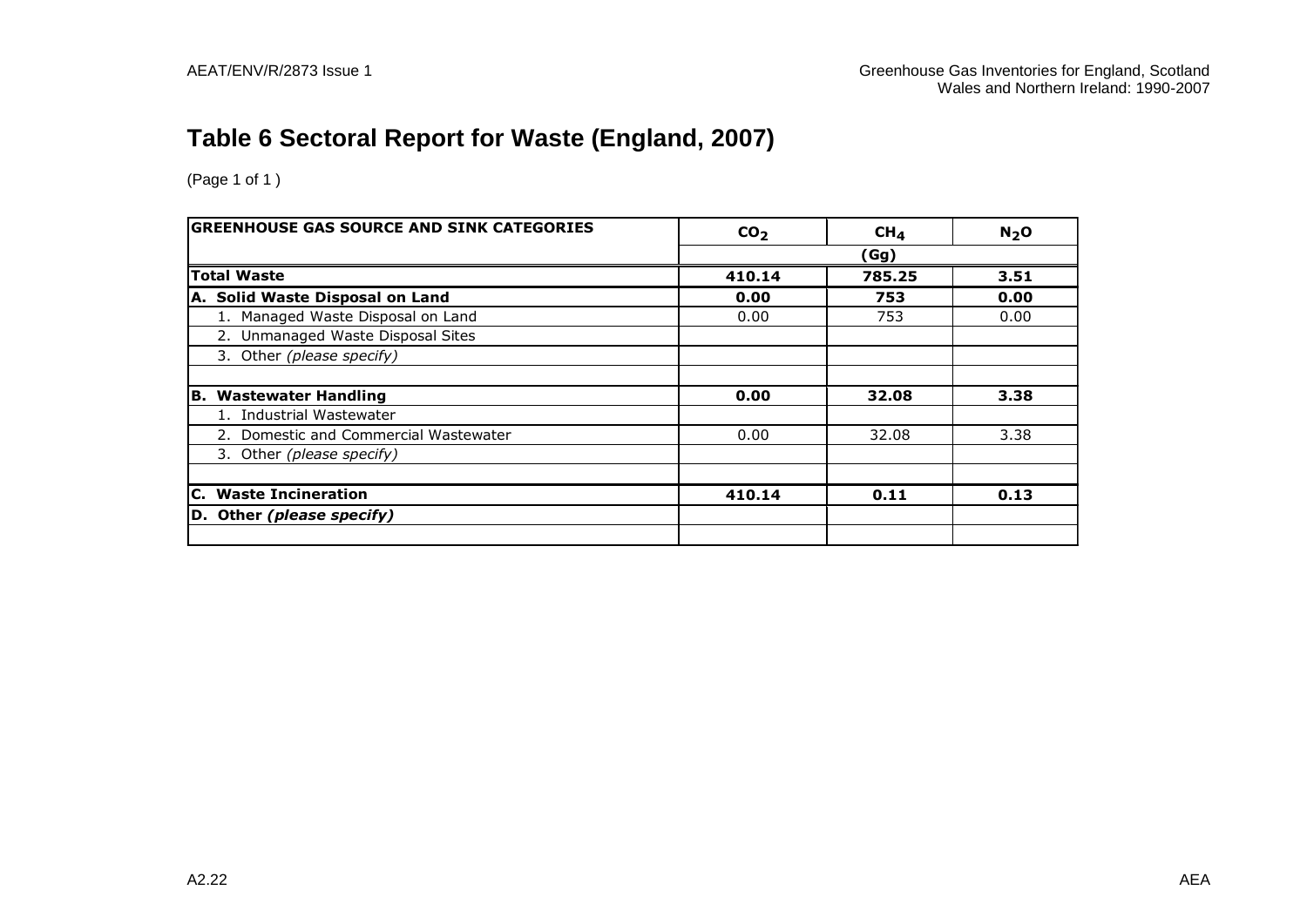# Table 6 Sectoral Report for Waste (England, 2007)

(Page 1 of 1 )

| GREENHOUSE GAS SOURCE AND SINK CATEGORIES | $CO_2$ | $CH_4$ | $N_2O$ |
|---|---|---|---|
| | (Gg) | | |
| **Total Waste** | **410.14** | **785.25** | **3.51** |
| **A. Solid Waste Disposal on Land** | **0.00** | **753** | **0.00** |
| 1. Managed Waste Disposal on Land | 0.00 | 753 | 0.00 |
| 2. Unmanaged Waste Disposal Sites | | | |
| 3. Other *(please specify)* | | | |
| | | | |
| **B. Wastewater Handling** | **0.00** | **32.08** | **3.38** |
| 1. Industrial Wastewater | | | |
| 2. Domestic and Commercial Wastewater | 0.00 | 32.08 | 3.38 |
| 3. Other *(please specify)* | | | |
| | | | |
| **C. Waste Incineration** | **410.14** | **0.11** | **0.13** |
| **D. Other *(please specify)*** | | | |
| | | | |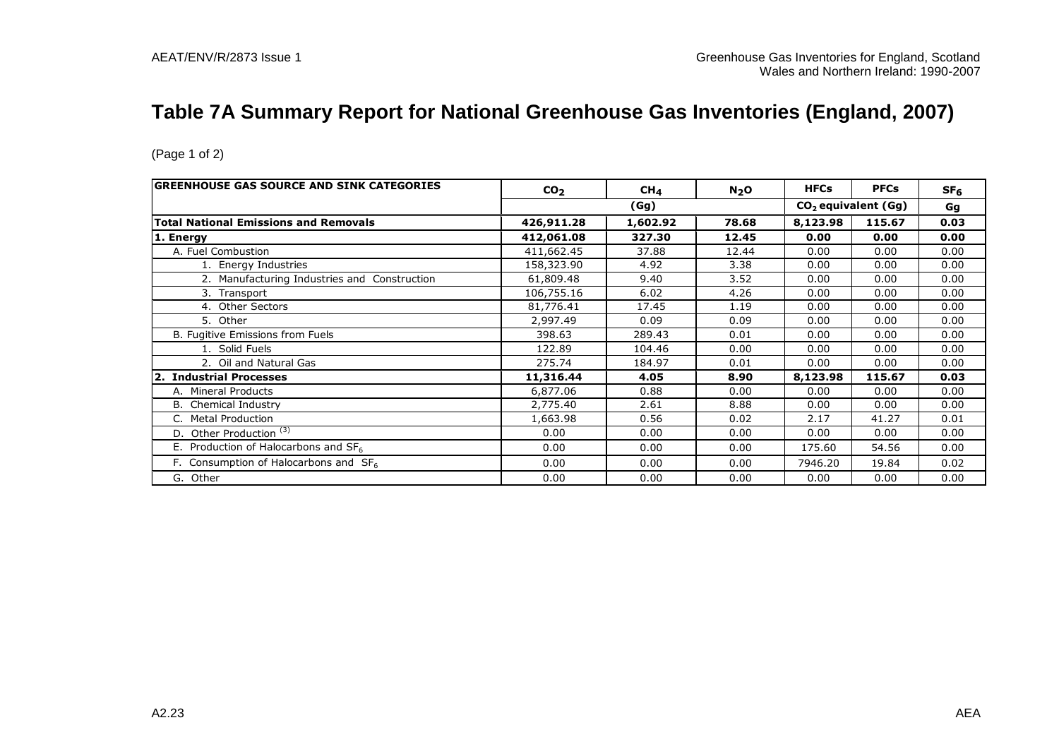# Table 7A Summary Report for National Greenhouse Gas Inventories (England, 2007)

(Page 1 of 2)

| GREENHOUSE GAS SOURCE AND SINK CATEGORIES | $CO_2$ | $CH_4$ | $N_2O$ | HFCs | PFCs | $SF_6$ |
|---|---|---|---|---|---|---|
| | (Gg) | | | $CO_2$ equivalent (Gg) | | Gg |
| **Total National Emissions and Removals** | **426,911.28** | **1,602.92** | **78.68** | **8,123.98** | **115.67** | **0.03** |
| **1. Energy** | **412,061.08** | **327.30** | **12.45** | **0.00** | **0.00** | **0.00** |
| A. Fuel Combustion | 411,662.45 | 37.88 | 12.44 | 0.00 | 0.00 | 0.00 |
| 1. Energy Industries | 158,323.90 | 4.92 | 3.38 | 0.00 | 0.00 | 0.00 |
| 2. Manufacturing Industries and Construction | 61,809.48 | 9.40 | 3.52 | 0.00 | 0.00 | 0.00 |
| 3. Transport | 106,755.16 | 6.02 | 4.26 | 0.00 | 0.00 | 0.00 |
| 4. Other Sectors | 81,776.41 | 17.45 | 1.19 | 0.00 | 0.00 | 0.00 |
| 5. Other | 2,997.49 | 0.09 | 0.09 | 0.00 | 0.00 | 0.00 |
| B. Fugitive Emissions from Fuels | 398.63 | 289.43 | 0.01 | 0.00 | 0.00 | 0.00 |
| 1. Solid Fuels | 122.89 | 104.46 | 0.00 | 0.00 | 0.00 | 0.00 |
| 2. Oil and Natural Gas | 275.74 | 184.97 | 0.01 | 0.00 | 0.00 | 0.00 |
| **2. Industrial Processes** | **11,316.44** | **4.05** | **8.90** | **8,123.98** | **115.67** | **0.03** |
| A. Mineral Products | 6,877.06 | 0.88 | 0.00 | 0.00 | 0.00 | 0.00 |
| B. Chemical Industry | 2,775.40 | 2.61 | 8.88 | 0.00 | 0.00 | 0.00 |
| C. Metal Production | 1,663.98 | 0.56 | 0.02 | 2.17 | 41.27 | 0.01 |
| D. Other Production [(3)] | 0.00 | 0.00 | 0.00 | 0.00 | 0.00 | 0.00 |
| E. Production of Halocarbons and $SF_6$ | 0.00 | 0.00 | 0.00 | 175.60 | 54.56 | 0.00 |
| F. Consumption of Halocarbons and $SF_6$ | 0.00 | 0.00 | 0.00 | 7946.20 | 19.84 | 0.02 |
| G. Other | 0.00 | 0.00 | 0.00 | 0.00 | 0.00 | 0.00 |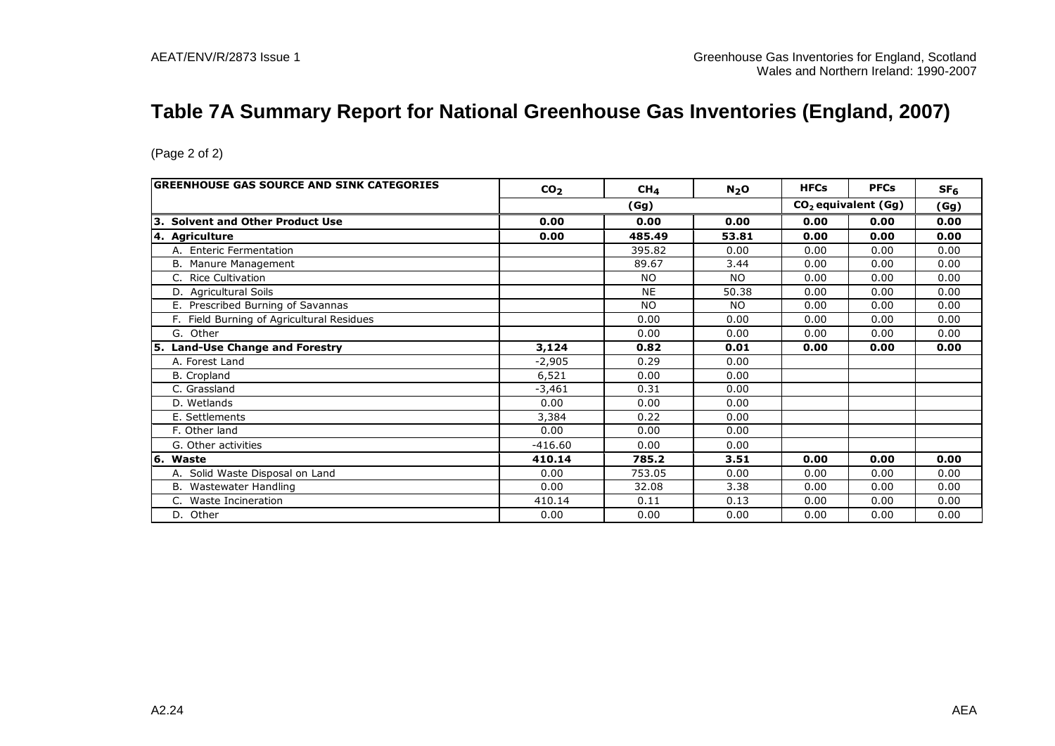# Table 7A Summary Report for National Greenhouse Gas Inventories (England, 2007)

(Page 2 of 2)

| GREENHOUSE GAS SOURCE AND SINK CATEGORIES | $CO_2$ | $CH_4$ | $N_2O$ | HFCs | PFCs | $SF_6$ |
|---|---|---|---|---|---|---|
| | (Gg) | | | $CO_2$ equivalent (Gg) | | (Gg) |
| **3. Solvent and Other Product Use** | **0.00** | **0.00** | **0.00** | **0.00** | **0.00** | **0.00** |
| **4. Agriculture** | **0.00** | **485.49** | **53.81** | **0.00** | **0.00** | **0.00** |
| A. Enteric Fermentation | | 395.82 | 0.00 | 0.00 | 0.00 | 0.00 |
| B. Manure Management | | 89.67 | 3.44 | 0.00 | 0.00 | 0.00 |
| C. Rice Cultivation | | NO | NO | 0.00 | 0.00 | 0.00 |
| D. Agricultural Soils | | NE | 50.38 | 0.00 | 0.00 | 0.00 |
| E. Prescribed Burning of Savannas | | NO | NO | 0.00 | 0.00 | 0.00 |
| F. Field Burning of Agricultural Residues | | 0.00 | 0.00 | 0.00 | 0.00 | 0.00 |
| G. Other | | 0.00 | 0.00 | 0.00 | 0.00 | 0.00 |
| **5. Land-Use Change and Forestry** | **3,124** | **0.82** | **0.01** | **0.00** | **0.00** | **0.00** |
| A. Forest Land | -2,905 | 0.29 | 0.00 | | | |
| B. Cropland | 6,521 | 0.00 | 0.00 | | | |
| C. Grassland | -3,461 | 0.31 | 0.00 | | | |
| D. Wetlands | 0.00 | 0.00 | 0.00 | | | |
| E. Settlements | 3,384 | 0.22 | 0.00 | | | |
| F. Other land | 0.00 | 0.00 | 0.00 | | | |
| G. Other activities | -416.60 | 0.00 | 0.00 | | | |
| **6. Waste** | **410.14** | **785.2** | **3.51** | **0.00** | **0.00** | **0.00** |
| A. Solid Waste Disposal on Land | 0.00 | 753.05 | 0.00 | 0.00 | 0.00 | 0.00 |
| B. Wastewater Handling | 0.00 | 32.08 | 3.38 | 0.00 | 0.00 | 0.00 |
| C. Waste Incineration | 410.14 | 0.11 | 0.13 | 0.00 | 0.00 | 0.00 |
| D. Other | 0.00 | 0.00 | 0.00 | 0.00 | 0.00 | 0.00 |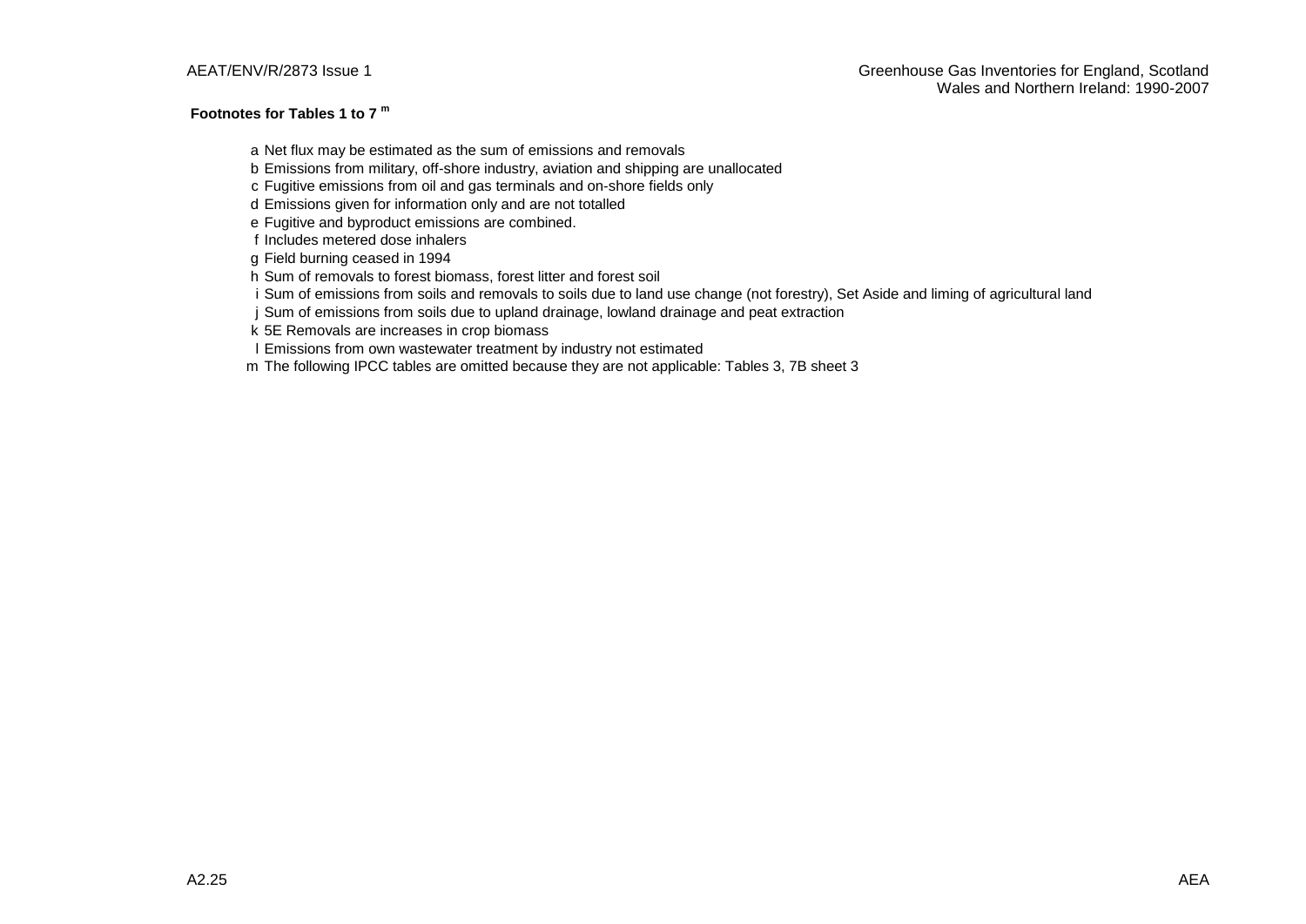**Footnotes for Tables 1 to 7 [m]**

a Net flux may be estimated as the sum of emissions and removals

b Emissions from military, off-shore industry, aviation and shipping are unallocated

c Fugitive emissions from oil and gas terminals and on-shore fields only

d Emissions given for information only and are not totalled

e Fugitive and byproduct emissions are combined.

f Includes metered dose inhalers

g Field burning ceased in 1994

h Sum of removals to forest biomass, forest litter and forest soil

i Sum of emissions from soils and removals to soils due to land use change (not forestry), Set Aside and liming of agricultural land

j Sum of emissions from soils due to upland drainage, lowland drainage and peat extraction

k 5E Removals are increases in crop biomass

l Emissions from own wastewater treatment by industry not estimated

m The following IPCC tables are omitted because they are not applicable: Tables 3, 7B sheet 3